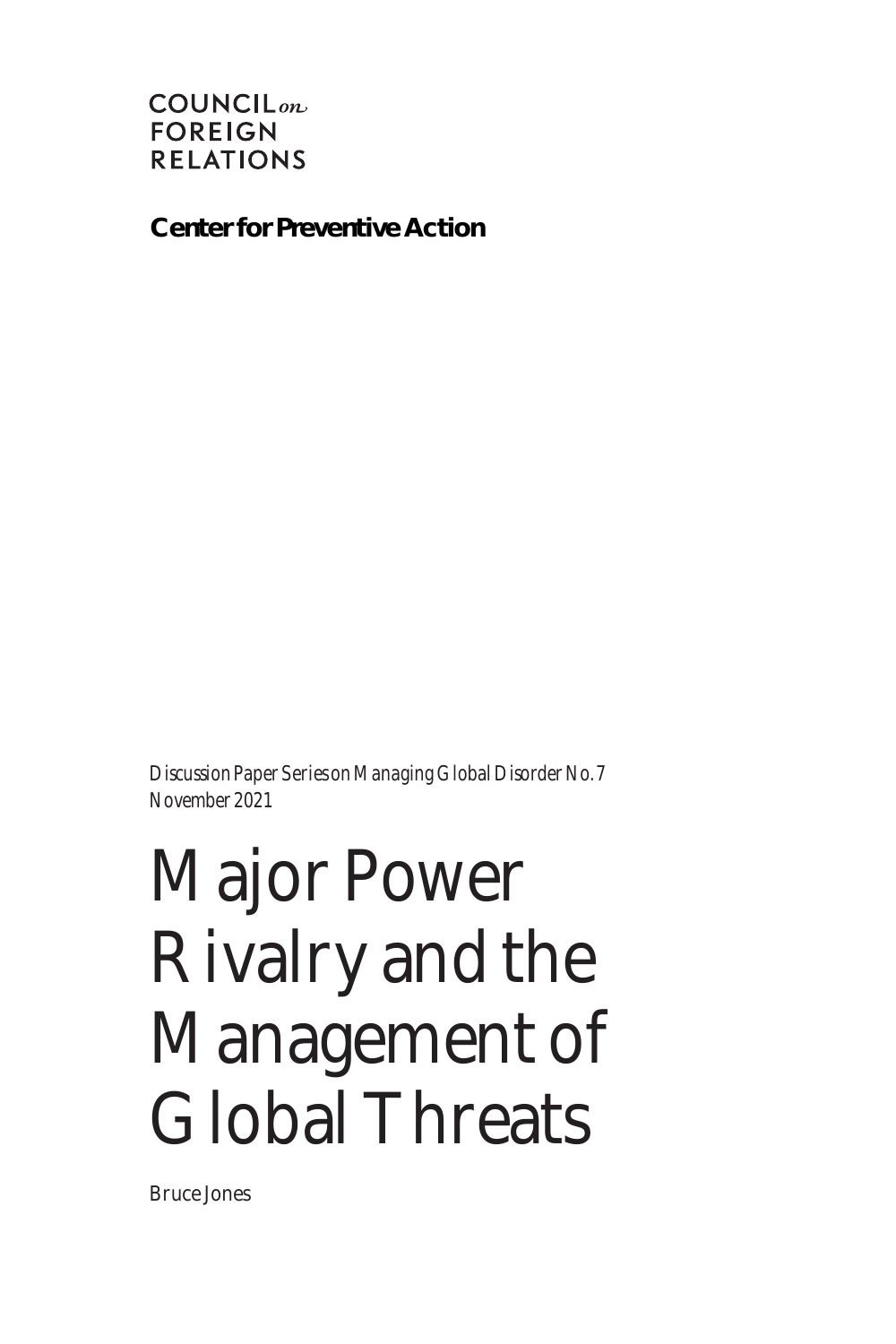COUNCIL *on* FOREIGN RELATIONS

**Center for Preventive Action**

*Discussion Paper Series on Managing Global Disorder No. 7*
*November 2021*

# Major Power Rivalry and the Management of Global Threats

Bruce Jones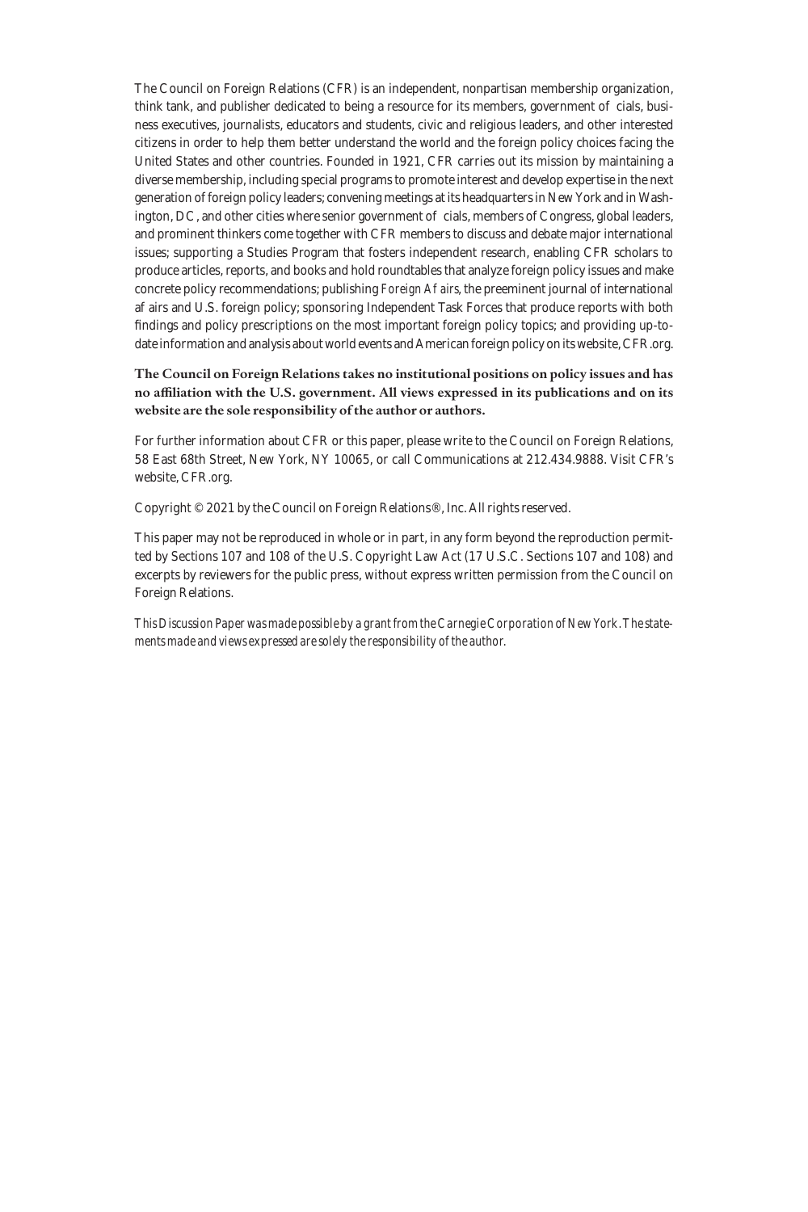The Council on Foreign Relations (CFR) is an independent, nonpartisan membership organization, think tank, and publisher dedicated to being a resource for its members, government of cials, business executives, journalists, educators and students, civic and religious leaders, and other interested citizens in order to help them better understand the world and the foreign policy choices facing the United States and other countries. Founded in 1921, CFR carries out its mission by maintaining a diverse membership, including special programs to promote interest and develop expertise in the next generation of foreign policy leaders; convening meetings at its headquarters in New York and in Washington, DC, and other cities where senior government of cials, members of Congress, global leaders, and prominent thinkers come together with CFR members to discuss and debate major international issues; supporting a Studies Program that fosters independent research, enabling CFR scholars to produce articles, reports, and books and hold roundtables that analyze foreign policy issues and make concrete policy recommendations; publishing *Foreign Af airs*, the preeminent journal of international af airs and U.S. foreign policy; sponsoring Independent Task Forces that produce reports with both findings and policy prescriptions on the most important foreign policy topics; and providing up-to-date information and analysis about world events and American foreign policy on its website, CFR.org.

**The Council on Foreign Relations takes no institutional positions on policy issues and has no affiliation with the U.S. government. All views expressed in its publications and on its website are the sole responsibility of the author or authors.**

For further information about CFR or this paper, please write to the Council on Foreign Relations, 58 East 68th Street, New York, NY 10065, or call Communications at 212.434.9888. Visit CFR's website, CFR.org.

Copyright © 2021 by the Council on Foreign Relations®, Inc. All rights reserved.

This paper may not be reproduced in whole or in part, in any form beyond the reproduction permitted by Sections 107 and 108 of the U.S. Copyright Law Act (17 U.S.C. Sections 107 and 108) and excerpts by reviewers for the public press, without express written permission from the Council on Foreign Relations.

*This Discussion Paper was made possible by a grant from the Carnegie Corporation of New York. The statements made and views expressed are solely the responsibility of the author.*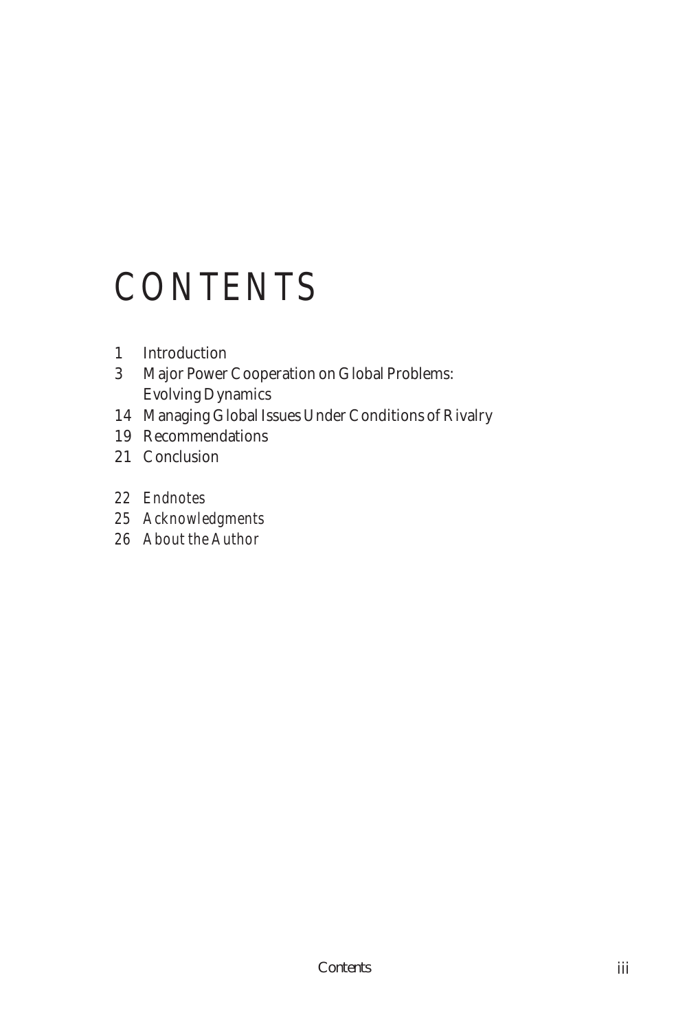# CONTENTS

1 Introduction
3 Major Power Cooperation on Global Problems: Evolving Dynamics
14 Managing Global Issues Under Conditions of Rivalry
19 Recommendations
21 Conclusion

22 *Endnotes*
25 *Acknowledgments*
26 *About the Author*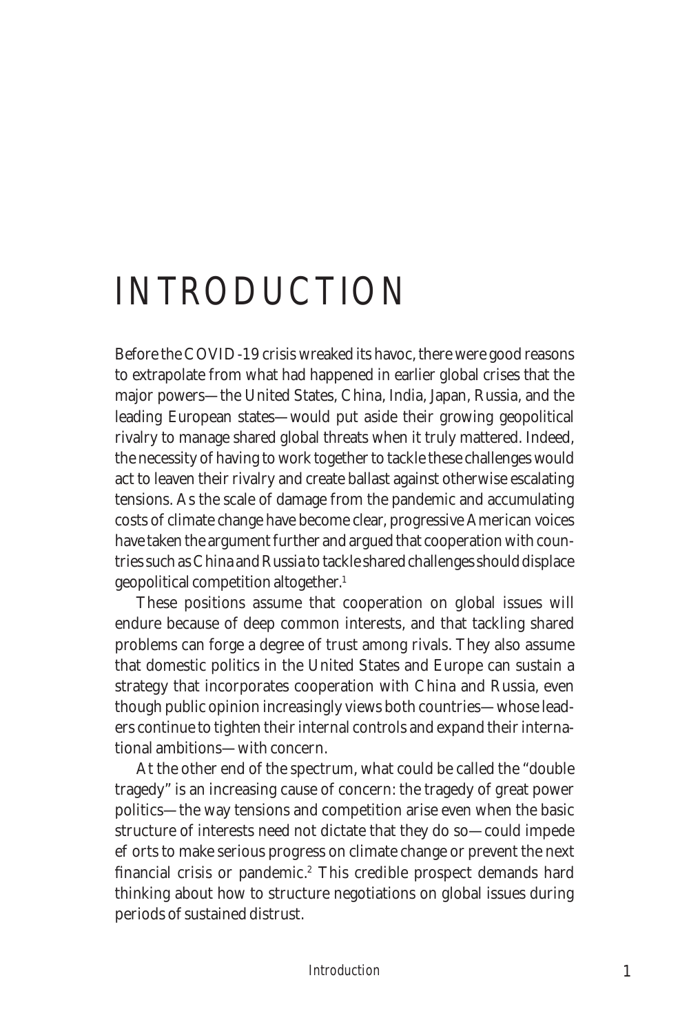# INTRODUCTION

Before the COVID-19 crisis wreaked its havoc, there were good reasons to extrapolate from what had happened in earlier global crises that the major powers—the United States, China, India, Japan, Russia, and the leading European states—would put aside their growing geopolitical rivalry to manage shared global threats when it truly mattered. Indeed, the necessity of having to work together to tackle these challenges would act to leaven their rivalry and create ballast against otherwise escalating tensions. As the scale of damage from the pandemic and accumulating costs of climate change have become clear, progressive American voices have taken the argument further and argued that cooperation with countries such as China and Russia to tackle shared challenges should displace geopolitical competition altogether.[1]

These positions assume that cooperation on global issues will endure because of deep common interests, and that tackling shared problems can forge a degree of trust among rivals. They also assume that domestic politics in the United States and Europe can sustain a strategy that incorporates cooperation with China and Russia, even though public opinion increasingly views both countries—whose leaders continue to tighten their internal controls and expand their international ambitions—with concern.

At the other end of the spectrum, what could be called the "double tragedy" is an increasing cause of concern: the tragedy of great power politics—the way tensions and competition arise even when the basic structure of interests need not dictate that they do so—could impede ef orts to make serious progress on climate change or prevent the next financial crisis or pandemic.[2] This credible prospect demands hard thinking about how to structure negotiations on global issues during periods of sustained distrust.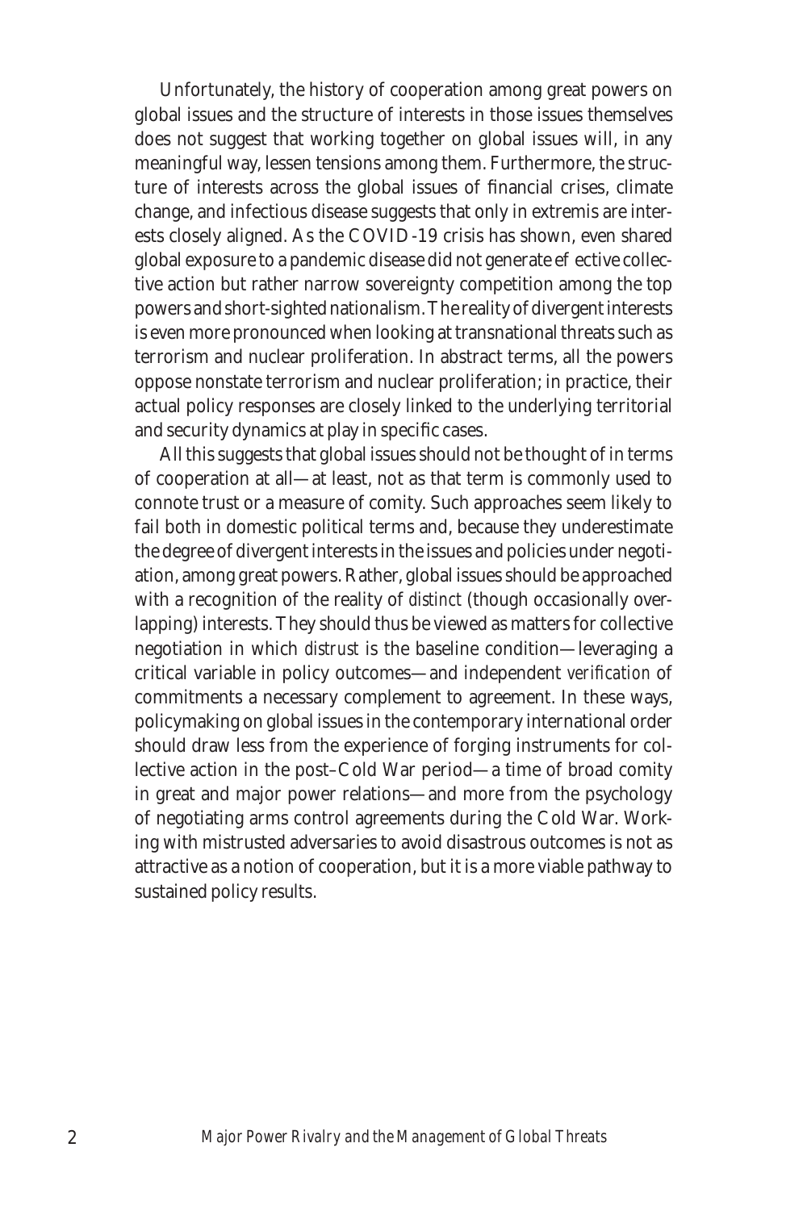Unfortunately, the history of cooperation among great powers on global issues and the structure of interests in those issues themselves does not suggest that working together on global issues will, in any meaningful way, lessen tensions among them. Furthermore, the structure of interests across the global issues of financial crises, climate change, and infectious disease suggests that only in extremis are interests closely aligned. As the COVID-19 crisis has shown, even shared global exposure to a pandemic disease did not generate effective collective action but rather narrow sovereignty competition among the top powers and short-sighted nationalism. The reality of divergent interests is even more pronounced when looking at transnational threats such as terrorism and nuclear proliferation. In abstract terms, all the powers oppose nonstate terrorism and nuclear proliferation; in practice, their actual policy responses are closely linked to the underlying territorial and security dynamics at play in specific cases.

All this suggests that global issues should not be thought of in terms of cooperation at all—at least, not as that term is commonly used to connote trust or a measure of comity. Such approaches seem likely to fail both in domestic political terms and, because they underestimate the degree of divergent interests in the issues and policies under negotiation, among great powers. Rather, global issues should be approached with a recognition of the reality of *distinct* (though occasionally overlapping) interests. They should thus be viewed as matters for collective negotiation in which *distrust* is the baseline condition—leveraging a critical variable in policy outcomes—and independent *verification* of commitments a necessary complement to agreement. In these ways, policymaking on global issues in the contemporary international order should draw less from the experience of forging instruments for collective action in the post–Cold War period—a time of broad comity in great and major power relations—and more from the psychology of negotiating arms control agreements during the Cold War. Working with mistrusted adversaries to avoid disastrous outcomes is not as attractive as a notion of cooperation, but it is a more viable pathway to sustained policy results.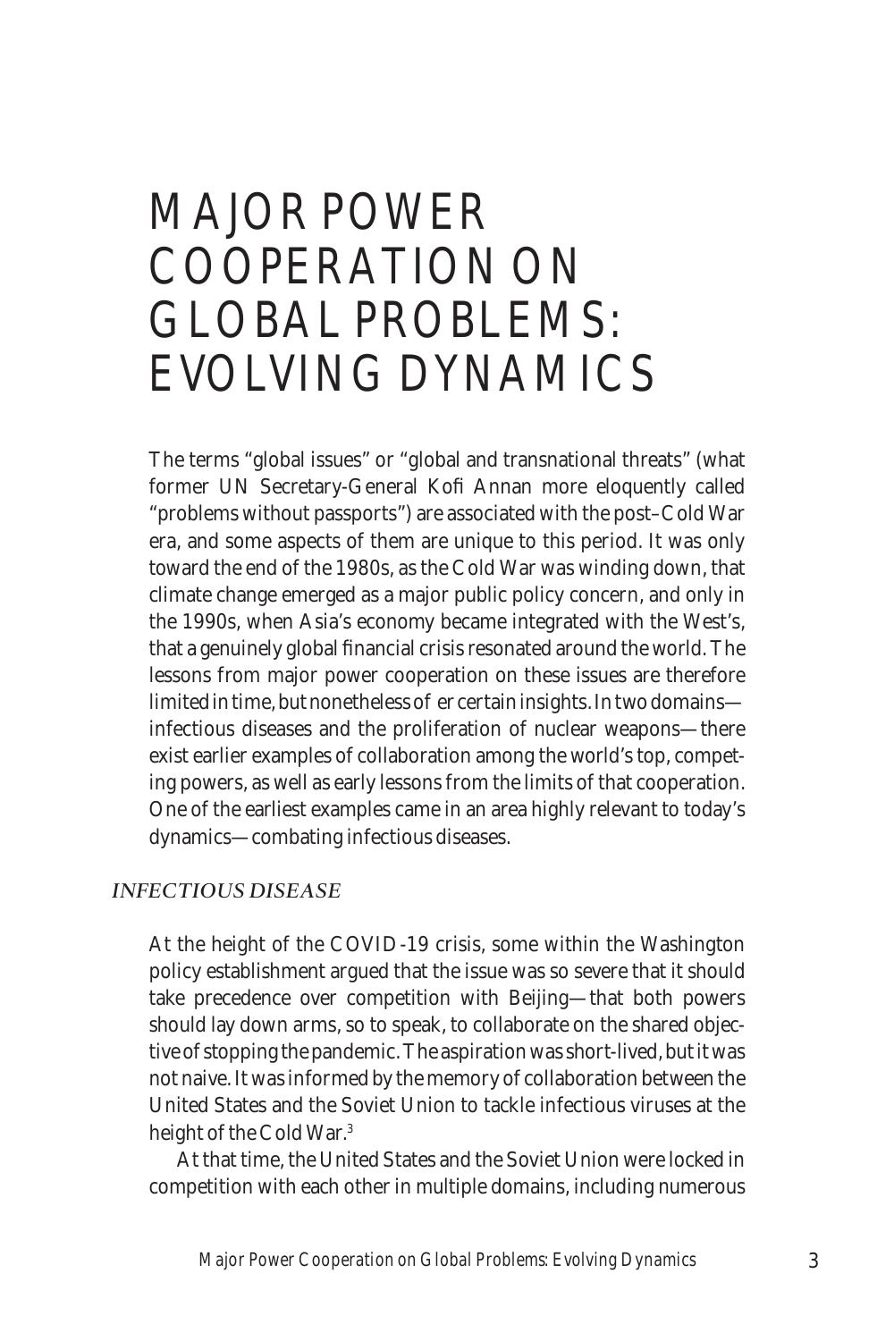# MAJOR POWER COOPERATION ON GLOBAL PROBLEMS: EVOLVING DYNAMICS

The terms "global issues" or "global and transnational threats" (what former UN Secretary-General Kofi Annan more eloquently called "problems without passports") are associated with the post–Cold War era, and some aspects of them are unique to this period. It was only toward the end of the 1980s, as the Cold War was winding down, that climate change emerged as a major public policy concern, and only in the 1990s, when Asia's economy became integrated with the West's, that a genuinely global financial crisis resonated around the world. The lessons from major power cooperation on these issues are therefore limited in time, but nonetheless offer certain insights. In two domains—infectious diseases and the proliferation of nuclear weapons—there exist earlier examples of collaboration among the world's top, competing powers, as well as early lessons from the limits of that cooperation. One of the earliest examples came in an area highly relevant to today's dynamics—combating infectious diseases.

### *INFECTIOUS DISEASE*

At the height of the COVID-19 crisis, some within the Washington policy establishment argued that the issue was so severe that it should take precedence over competition with Beijing—that both powers should lay down arms, so to speak, to collaborate on the shared objective of stopping the pandemic. The aspiration was short-lived, but it was not naive. It was informed by the memory of collaboration between the United States and the Soviet Union to tackle infectious viruses at the height of the Cold War.[3]

At that time, the United States and the Soviet Union were locked in competition with each other in multiple domains, including numerous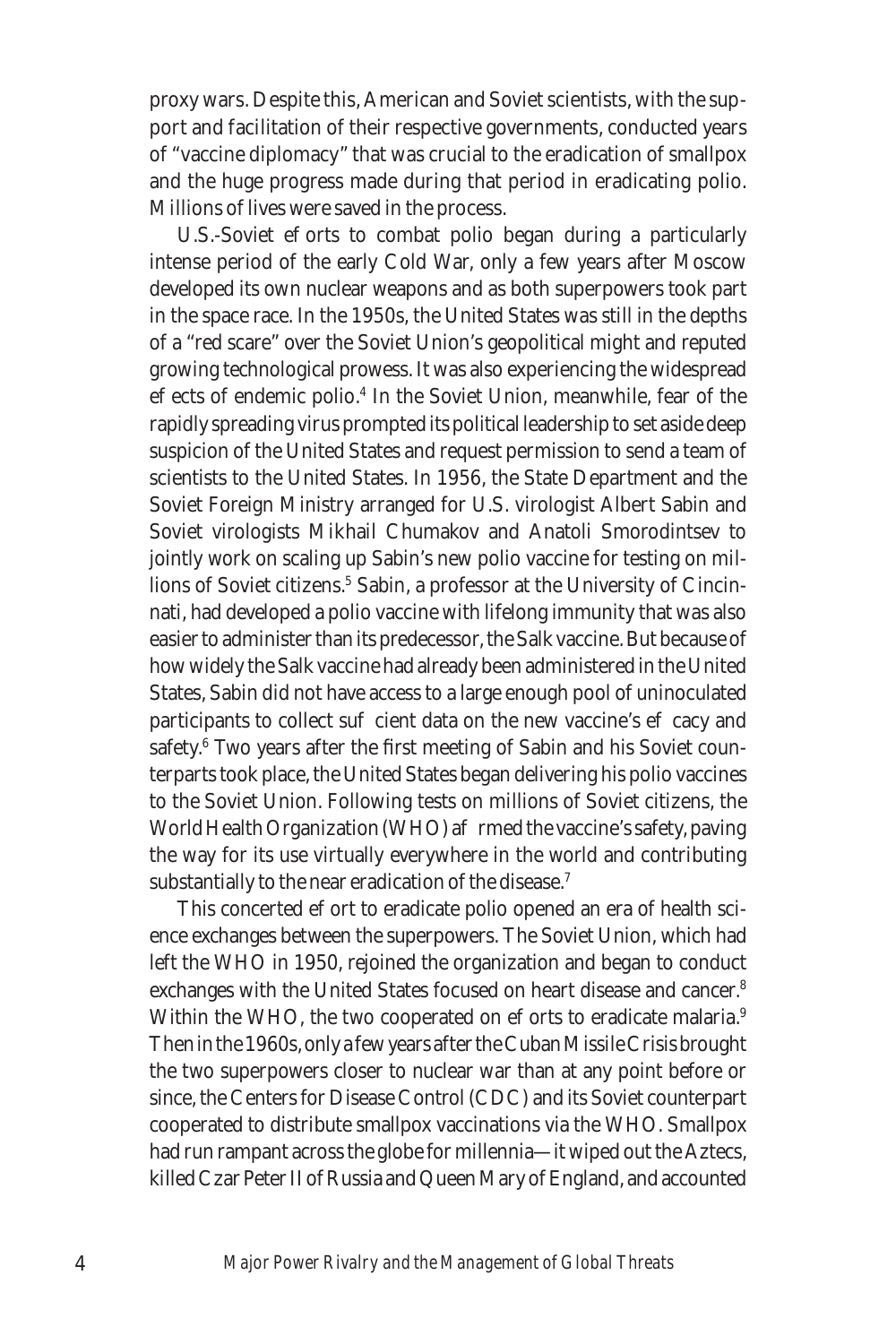proxy wars. Despite this, American and Soviet scientists, with the support and facilitation of their respective governments, conducted years of "vaccine diplomacy" that was crucial to the eradication of smallpox and the huge progress made during that period in eradicating polio. Millions of lives were saved in the process.

U.S.-Soviet efforts to combat polio began during a particularly intense period of the early Cold War, only a few years after Moscow developed its own nuclear weapons and as both superpowers took part in the space race. In the 1950s, the United States was still in the depths of a "red scare" over the Soviet Union's geopolitical might and reputed growing technological prowess. It was also experiencing the widespread effects of endemic polio.[4] In the Soviet Union, meanwhile, fear of the rapidly spreading virus prompted its political leadership to set aside deep suspicion of the United States and request permission to send a team of scientists to the United States. In 1956, the State Department and the Soviet Foreign Ministry arranged for U.S. virologist Albert Sabin and Soviet virologists Mikhail Chumakov and Anatoli Smorodintsev to jointly work on scaling up Sabin's new polio vaccine for testing on millions of Soviet citizens.[5] Sabin, a professor at the University of Cincinnati, had developed a polio vaccine with lifelong immunity that was also easier to administer than its predecessor, the Salk vaccine. But because of how widely the Salk vaccine had already been administered in the United States, Sabin did not have access to a large enough pool of uninoculated participants to collect sufficient data on the new vaccine's efficacy and safety.[6] Two years after the first meeting of Sabin and his Soviet counterparts took place, the United States began delivering his polio vaccines to the Soviet Union. Following tests on millions of Soviet citizens, the World Health Organization (WHO) affirmed the vaccine's safety, paving the way for its use virtually everywhere in the world and contributing substantially to the near eradication of the disease.[7]

This concerted effort to eradicate polio opened an era of health science exchanges between the superpowers. The Soviet Union, which had left the WHO in 1950, rejoined the organization and began to conduct exchanges with the United States focused on heart disease and cancer.[8] Within the WHO, the two cooperated on efforts to eradicate malaria.[9] Then in the 1960s, only a few years after the Cuban Missile Crisis brought the two superpowers closer to nuclear war than at any point before or since, the Centers for Disease Control (CDC) and its Soviet counterpart cooperated to distribute smallpox vaccinations via the WHO. Smallpox had run rampant across the globe for millennia—it wiped out the Aztecs, killed Czar Peter II of Russia and Queen Mary of England, and accounted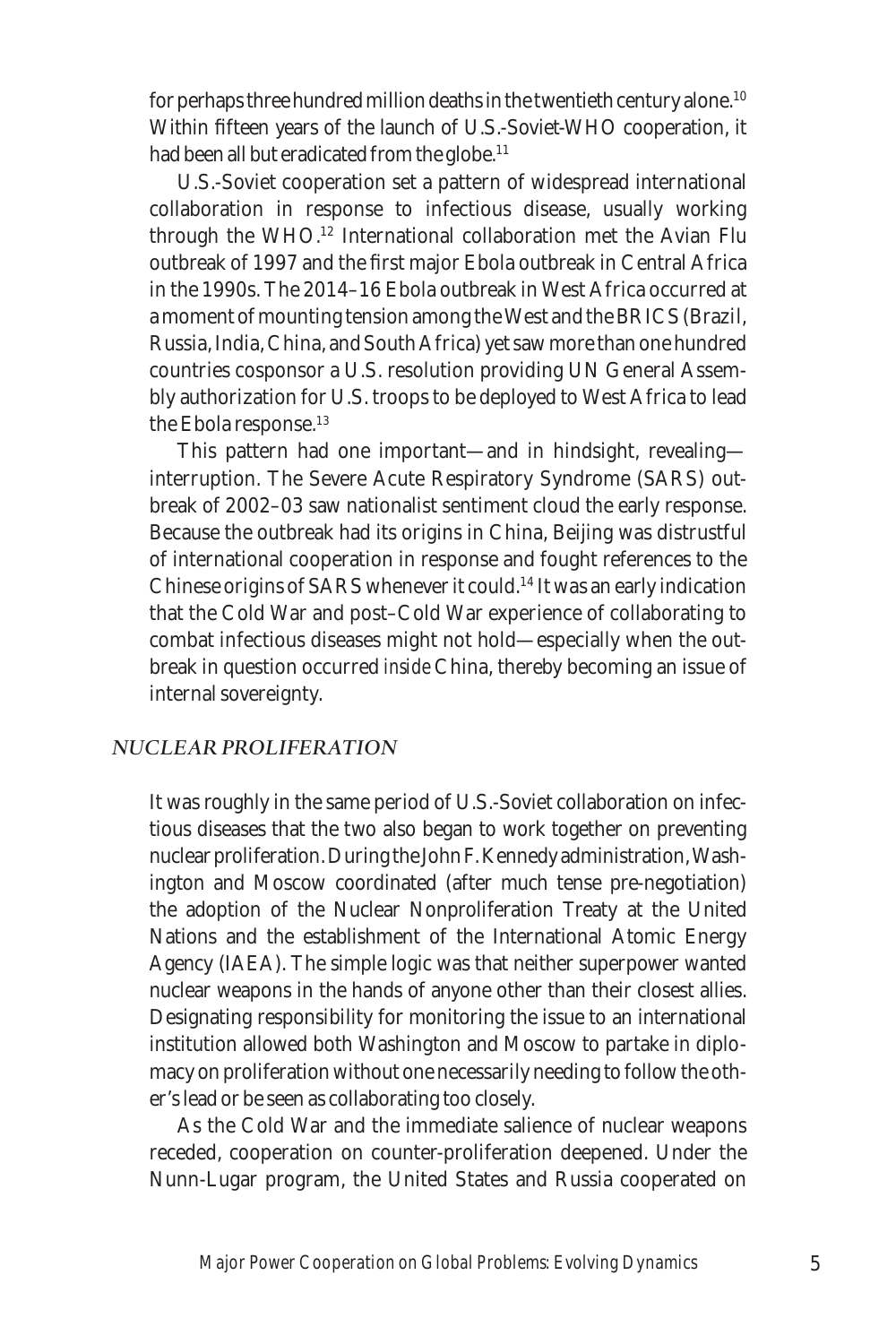for perhaps three hundred million deaths in the twentieth century alone.[10] Within fifteen years of the launch of U.S.-Soviet-WHO cooperation, it had been all but eradicated from the globe.[11]

U.S.-Soviet cooperation set a pattern of widespread international collaboration in response to infectious disease, usually working through the WHO.[12] International collaboration met the Avian Flu outbreak of 1997 and the first major Ebola outbreak in Central Africa in the 1990s. The 2014–16 Ebola outbreak in West Africa occurred at a moment of mounting tension among the West and the BRICS (Brazil, Russia, India, China, and South Africa) yet saw more than one hundred countries cosponsor a U.S. resolution providing UN General Assembly authorization for U.S. troops to be deployed to West Africa to lead the Ebola response.[13]

This pattern had one important—and in hindsight, revealing—interruption. The Severe Acute Respiratory Syndrome (SARS) outbreak of 2002–03 saw nationalist sentiment cloud the early response. Because the outbreak had its origins in China, Beijing was distrustful of international cooperation in response and fought references to the Chinese origins of SARS whenever it could.[14] It was an early indication that the Cold War and post–Cold War experience of collaborating to combat infectious diseases might not hold—especially when the outbreak in question occurred *inside* China, thereby becoming an issue of internal sovereignty.

### *NUCLEAR PROLIFERATION*

It was roughly in the same period of U.S.-Soviet collaboration on infectious diseases that the two also began to work together on preventing nuclear proliferation. During the John F. Kennedy administration, Washington and Moscow coordinated (after much tense pre-negotiation) the adoption of the Nuclear Nonproliferation Treaty at the United Nations and the establishment of the International Atomic Energy Agency (IAEA). The simple logic was that neither superpower wanted nuclear weapons in the hands of anyone other than their closest allies. Designating responsibility for monitoring the issue to an international institution allowed both Washington and Moscow to partake in diplomacy on proliferation without one necessarily needing to follow the other's lead or be seen as collaborating too closely.

As the Cold War and the immediate salience of nuclear weapons receded, cooperation on counter-proliferation deepened. Under the Nunn-Lugar program, the United States and Russia cooperated on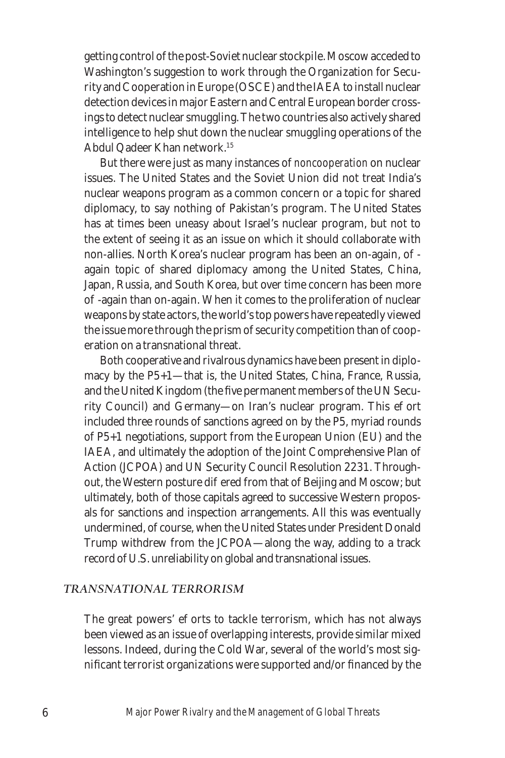getting control of the post-Soviet nuclear stockpile. Moscow acceded to Washington's suggestion to work through the Organization for Security and Cooperation in Europe (OSCE) and the IAEA to install nuclear detection devices in major Eastern and Central European border crossings to detect nuclear smuggling. The two countries also actively shared intelligence to help shut down the nuclear smuggling operations of the Abdul Qadeer Khan network.[15]

But there were just as many instances of *noncooperation* on nuclear issues. The United States and the Soviet Union did not treat India's nuclear weapons program as a common concern or a topic for shared diplomacy, to say nothing of Pakistan's program. The United States has at times been uneasy about Israel's nuclear program, but not to the extent of seeing it as an issue on which it should collaborate with non-allies. North Korea's nuclear program has been an on-again, off-again topic of shared diplomacy among the United States, China, Japan, Russia, and South Korea, but over time concern has been more off-again than on-again. When it comes to the proliferation of nuclear weapons by state actors, the world's top powers have repeatedly viewed the issue more through the prism of security competition than of cooperation on a transnational threat.

Both cooperative and rivalrous dynamics have been present in diplomacy by the P5+1—that is, the United States, China, France, Russia, and the United Kingdom (the five permanent members of the UN Security Council) and Germany—on Iran's nuclear program. This effort included three rounds of sanctions agreed on by the P5, myriad rounds of P5+1 negotiations, support from the European Union (EU) and the IAEA, and ultimately the adoption of the Joint Comprehensive Plan of Action (JCPOA) and UN Security Council Resolution 2231. Throughout, the Western posture differed from that of Beijing and Moscow; but ultimately, both of those capitals agreed to successive Western proposals for sanctions and inspection arrangements. All this was eventually undermined, of course, when the United States under President Donald Trump withdrew from the JCPOA—along the way, adding to a track record of U.S. unreliability on global and transnational issues.

### *TRANSNATIONAL TERRORISM*

The great powers' efforts to tackle terrorism, which has not always been viewed as an issue of overlapping interests, provide similar mixed lessons. Indeed, during the Cold War, several of the world's most significant terrorist organizations were supported and/or financed by the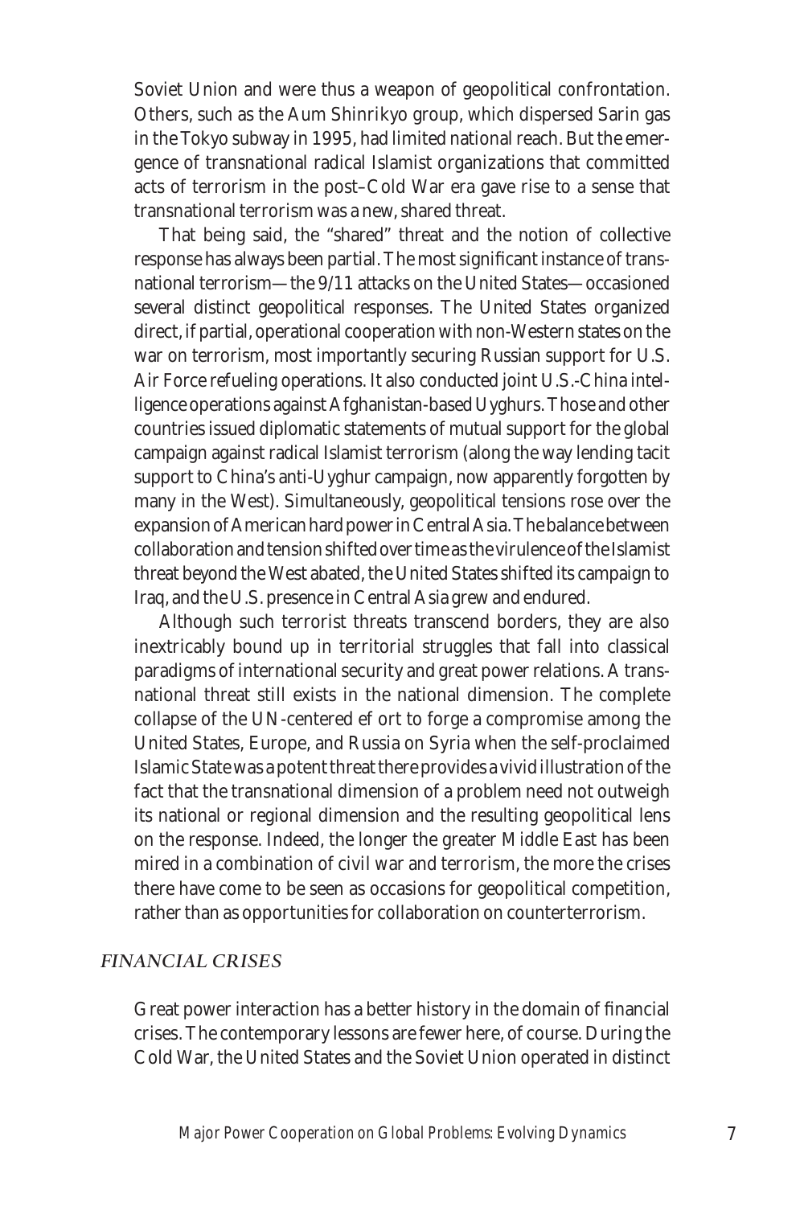Soviet Union and were thus a weapon of geopolitical confrontation. Others, such as the Aum Shinrikyo group, which dispersed Sarin gas in the Tokyo subway in 1995, had limited national reach. But the emergence of transnational radical Islamist organizations that committed acts of terrorism in the post–Cold War era gave rise to a sense that transnational terrorism was a new, shared threat.

That being said, the "shared" threat and the notion of collective response has always been partial. The most significant instance of transnational terrorism—the 9/11 attacks on the United States—occasioned several distinct geopolitical responses. The United States organized direct, if partial, operational cooperation with non-Western states on the war on terrorism, most importantly securing Russian support for U.S. Air Force refueling operations. It also conducted joint U.S.-China intelligence operations against Afghanistan-based Uyghurs. Those and other countries issued diplomatic statements of mutual support for the global campaign against radical Islamist terrorism (along the way lending tacit support to China's anti-Uyghur campaign, now apparently forgotten by many in the West). Simultaneously, geopolitical tensions rose over the expansion of American hard power in Central Asia. The balance between collaboration and tension shifted over time as the virulence of the Islamist threat beyond the West abated, the United States shifted its campaign to Iraq, and the U.S. presence in Central Asia grew and endured.

Although such terrorist threats transcend borders, they are also inextricably bound up in territorial struggles that fall into classical paradigms of international security and great power relations. A transnational threat still exists in the national dimension. The complete collapse of the UN-centered ef ort to forge a compromise among the United States, Europe, and Russia on Syria when the self-proclaimed Islamic State was a potent threat there provides a vivid illustration of the fact that the transnational dimension of a problem need not outweigh its national or regional dimension and the resulting geopolitical lens on the response. Indeed, the longer the greater Middle East has been mired in a combination of civil war and terrorism, the more the crises there have come to be seen as occasions for geopolitical competition, rather than as opportunities for collaboration on counterterrorism.

### *FINANCIAL CRISES*

Great power interaction has a better history in the domain of financial crises. The contemporary lessons are fewer here, of course. During the Cold War, the United States and the Soviet Union operated in distinct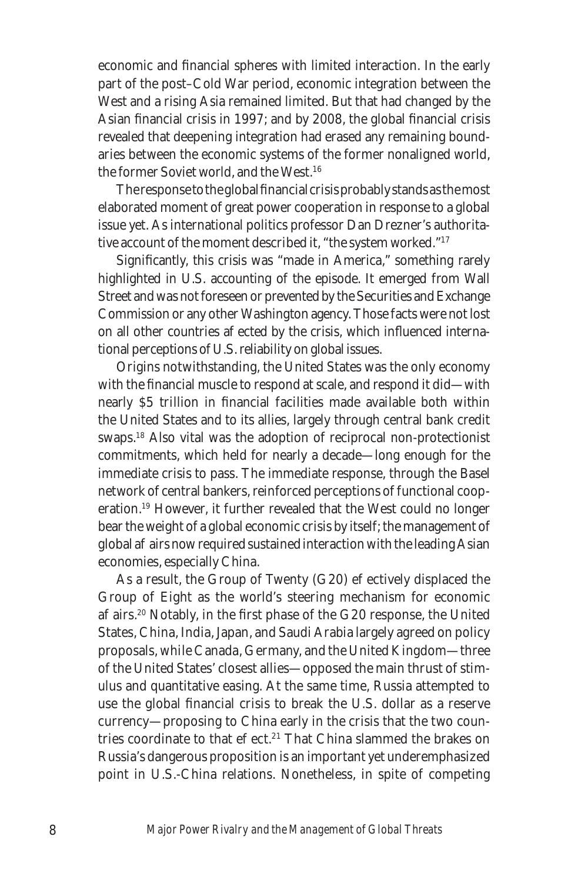economic and financial spheres with limited interaction. In the early part of the post–Cold War period, economic integration between the West and a rising Asia remained limited. But that had changed by the Asian financial crisis in 1997; and by 2008, the global financial crisis revealed that deepening integration had erased any remaining boundaries between the economic systems of the former nonaligned world, the former Soviet world, and the West.[16]

The response to the global financial crisis probably stands as the most elaborated moment of great power cooperation in response to a global issue yet. As international politics professor Dan Drezner's authoritative account of the moment described it, "the system worked."[17]

Significantly, this crisis was "made in America," something rarely highlighted in U.S. accounting of the episode. It emerged from Wall Street and was not foreseen or prevented by the Securities and Exchange Commission or any other Washington agency. Those facts were not lost on all other countries affected by the crisis, which influenced international perceptions of U.S. reliability on global issues.

Origins notwithstanding, the United States was the only economy with the financial muscle to respond at scale, and respond it did—with nearly $5 trillion in financial facilities made available both within the United States and to its allies, largely through central bank credit swaps.[18] Also vital was the adoption of reciprocal non-protectionist commitments, which held for nearly a decade—long enough for the immediate crisis to pass. The immediate response, through the Basel network of central bankers, reinforced perceptions of functional cooperation.[19] However, it further revealed that the West could no longer bear the weight of a global economic crisis by itself; the management of global affairs now required sustained interaction with the leading Asian economies, especially China.

As a result, the Group of Twenty (G20) effectively displaced the Group of Eight as the world's steering mechanism for economic affairs.[20] Notably, in the first phase of the G20 response, the United States, China, India, Japan, and Saudi Arabia largely agreed on policy proposals, while Canada, Germany, and the United Kingdom—three of the United States' closest allies—opposed the main thrust of stimulus and quantitative easing. At the same time, Russia attempted to use the global financial crisis to break the U.S. dollar as a reserve currency—proposing to China early in the crisis that the two countries coordinate to that effect.[21] That China slammed the brakes on Russia's dangerous proposition is an important yet underemphasized point in U.S.-China relations. Nonetheless, in spite of competing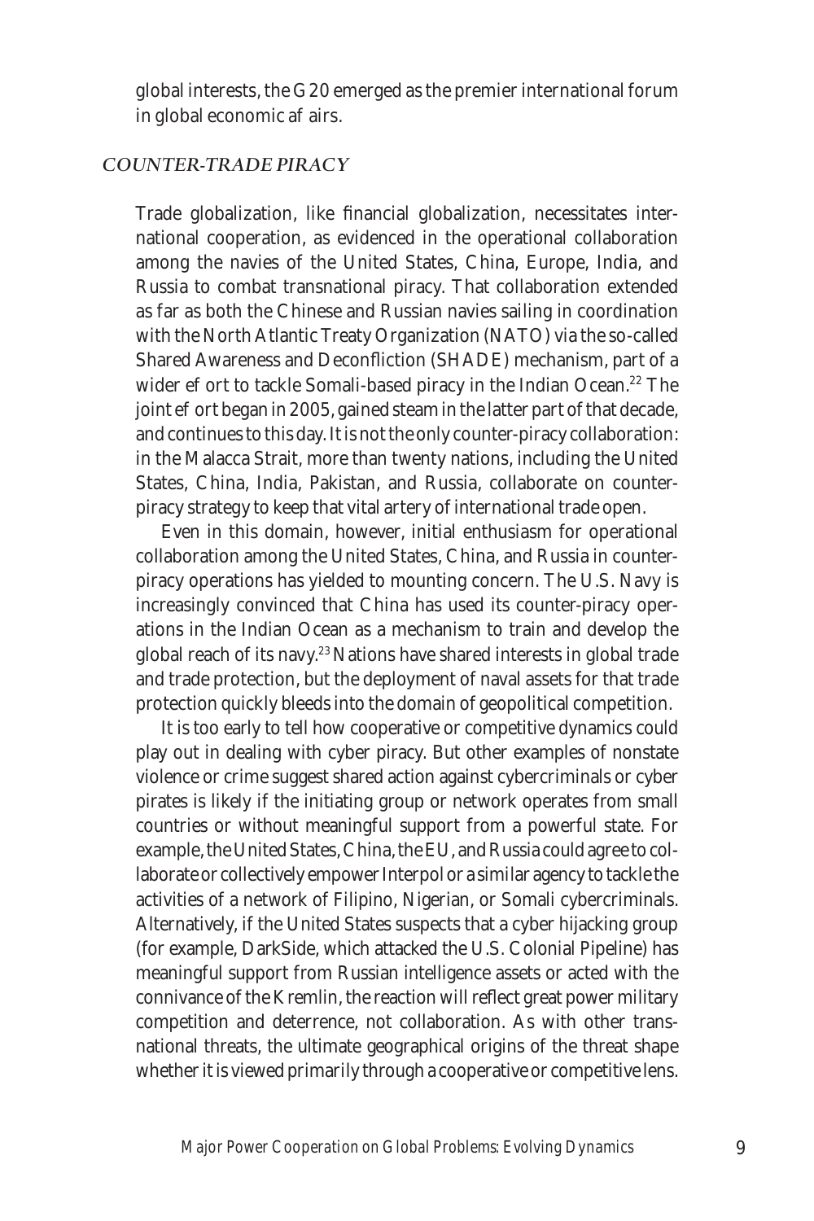global interests, the G20 emerged as the premier international forum in global economic affairs.

### *COUNTER-TRADE PIRACY*

Trade globalization, like financial globalization, necessitates international cooperation, as evidenced in the operational collaboration among the navies of the United States, China, Europe, India, and Russia to combat transnational piracy. That collaboration extended as far as both the Chinese and Russian navies sailing in coordination with the North Atlantic Treaty Organization (NATO) via the so-called Shared Awareness and Deconfliction (SHADE) mechanism, part of a wider effort to tackle Somali-based piracy in the Indian Ocean.[22] The joint effort began in 2005, gained steam in the latter part of that decade, and continues to this day. It is not the only counter-piracy collaboration: in the Malacca Strait, more than twenty nations, including the United States, China, India, Pakistan, and Russia, collaborate on counter-piracy strategy to keep that vital artery of international trade open.

Even in this domain, however, initial enthusiasm for operational collaboration among the United States, China, and Russia in counter-piracy operations has yielded to mounting concern. The U.S. Navy is increasingly convinced that China has used its counter-piracy operations in the Indian Ocean as a mechanism to train and develop the global reach of its navy.[23] Nations have shared interests in global trade and trade protection, but the deployment of naval assets for that trade protection quickly bleeds into the domain of geopolitical competition.

It is too early to tell how cooperative or competitive dynamics could play out in dealing with cyber piracy. But other examples of nonstate violence or crime suggest shared action against cybercriminals or cyber pirates is likely if the initiating group or network operates from small countries or without meaningful support from a powerful state. For example, the United States, China, the EU, and Russia could agree to collaborate or collectively empower Interpol or a similar agency to tackle the activities of a network of Filipino, Nigerian, or Somali cybercriminals. Alternatively, if the United States suspects that a cyber hijacking group (for example, DarkSide, which attacked the U.S. Colonial Pipeline) has meaningful support from Russian intelligence assets or acted with the connivance of the Kremlin, the reaction will reflect great power military competition and deterrence, not collaboration. As with other transnational threats, the ultimate geographical origins of the threat shape whether it is viewed primarily through a cooperative or competitive lens.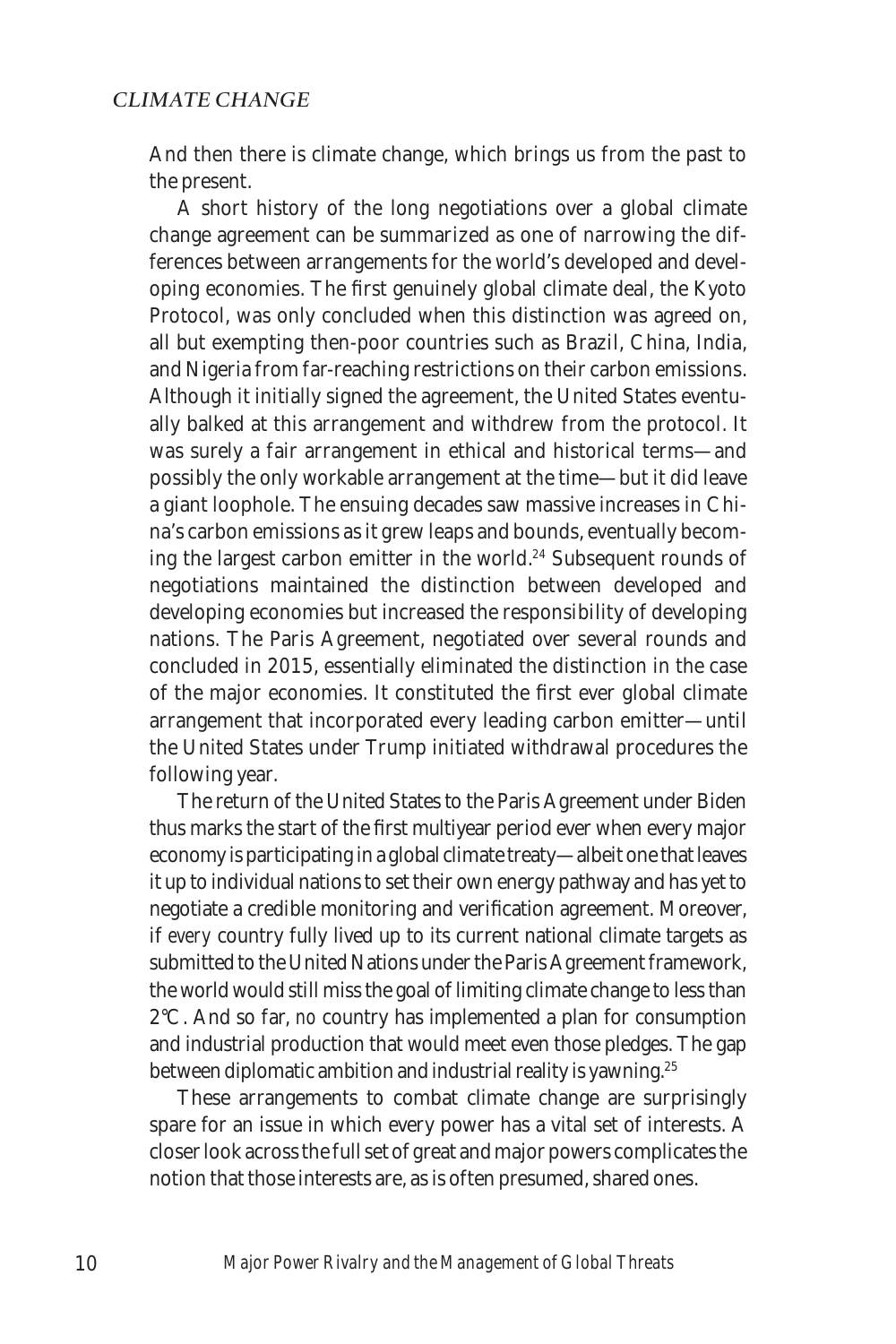## *CLIMATE CHANGE*

And then there is climate change, which brings us from the past to the present.

A short history of the long negotiations over a global climate change agreement can be summarized as one of narrowing the differences between arrangements for the world's developed and developing economies. The first genuinely global climate deal, the Kyoto Protocol, was only concluded when this distinction was agreed on, all but exempting then-poor countries such as Brazil, China, India, and Nigeria from far-reaching restrictions on their carbon emissions. Although it initially signed the agreement, the United States eventually balked at this arrangement and withdrew from the protocol. It was surely a fair arrangement in ethical and historical terms—and possibly the only workable arrangement at the time—but it did leave a giant loophole. The ensuing decades saw massive increases in China's carbon emissions as it grew leaps and bounds, eventually becoming the largest carbon emitter in the world.[24] Subsequent rounds of negotiations maintained the distinction between developed and developing economies but increased the responsibility of developing nations. The Paris Agreement, negotiated over several rounds and concluded in 2015, essentially eliminated the distinction in the case of the major economies. It constituted the first ever global climate arrangement that incorporated every leading carbon emitter—until the United States under Trump initiated withdrawal procedures the following year.

The return of the United States to the Paris Agreement under Biden thus marks the start of the first multiyear period ever when every major economy is participating in a global climate treaty—albeit one that leaves it up to individual nations to set their own energy pathway and has yet to negotiate a credible monitoring and verification agreement. Moreover, if *every* country fully lived up to its current national climate targets as submitted to the United Nations under the Paris Agreement framework, the world would still miss the goal of limiting climate change to less than 2°C. And so far, *no* country has implemented a plan for consumption and industrial production that would meet even those pledges. The gap between diplomatic ambition and industrial reality is yawning.[25]

These arrangements to combat climate change are surprisingly spare for an issue in which every power has a vital set of interests. A closer look across the full set of great and major powers complicates the notion that those interests are, as is often presumed, shared ones.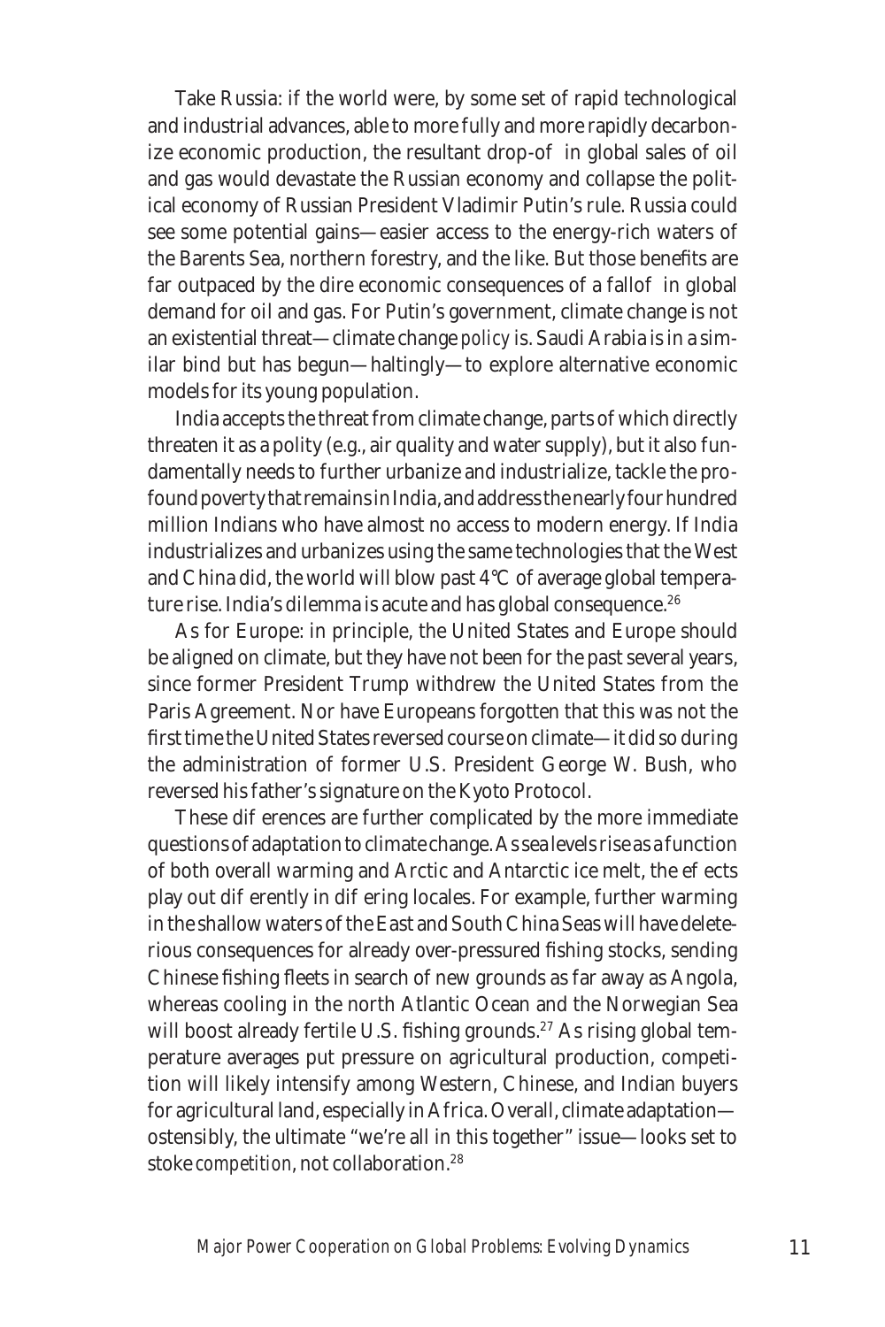Take Russia: if the world were, by some set of rapid technological and industrial advances, able to more fully and more rapidly decarbonize economic production, the resultant drop-off in global sales of oil and gas would devastate the Russian economy and collapse the political economy of Russian President Vladimir Putin's rule. Russia could see some potential gains—easier access to the energy-rich waters of the Barents Sea, northern forestry, and the like. But those benefits are far outpaced by the dire economic consequences of a falloff in global demand for oil and gas. For Putin's government, climate change is not an existential threat—climate change *policy* is. Saudi Arabia is in a similar bind but has begun—haltingly—to explore alternative economic models for its young population.

India accepts the threat from climate change, parts of which directly threaten it as a polity (e.g., air quality and water supply), but it also fundamentally needs to further urbanize and industrialize, tackle the profound poverty that remains in India, and address the nearly four hundred million Indians who have almost no access to modern energy. If India industrializes and urbanizes using the same technologies that the West and China did, the world will blow past 4°C of average global temperature rise. India's dilemma is acute and has global consequence.[26]

As for Europe: in principle, the United States and Europe should be aligned on climate, but they have not been for the past several years, since former President Trump withdrew the United States from the Paris Agreement. Nor have Europeans forgotten that this was not the first time the United States reversed course on climate—it did so during the administration of former U.S. President George W. Bush, who reversed his father's signature on the Kyoto Protocol.

These differences are further complicated by the more immediate questions of adaptation to climate change. As sea levels rise as a function of both overall warming and Arctic and Antarctic ice melt, the effects play out differently in differing locales. For example, further warming in the shallow waters of the East and South China Seas will have deleterious consequences for already over-pressured fishing stocks, sending Chinese fishing fleets in search of new grounds as far away as Angola, whereas cooling in the north Atlantic Ocean and the Norwegian Sea will boost already fertile U.S. fishing grounds.[27] As rising global temperature averages put pressure on agricultural production, competition will likely intensify among Western, Chinese, and Indian buyers for agricultural land, especially in Africa. Overall, climate adaptation—ostensibly, the ultimate "we're all in this together" issue—looks set to stoke *competition*, not collaboration.[28]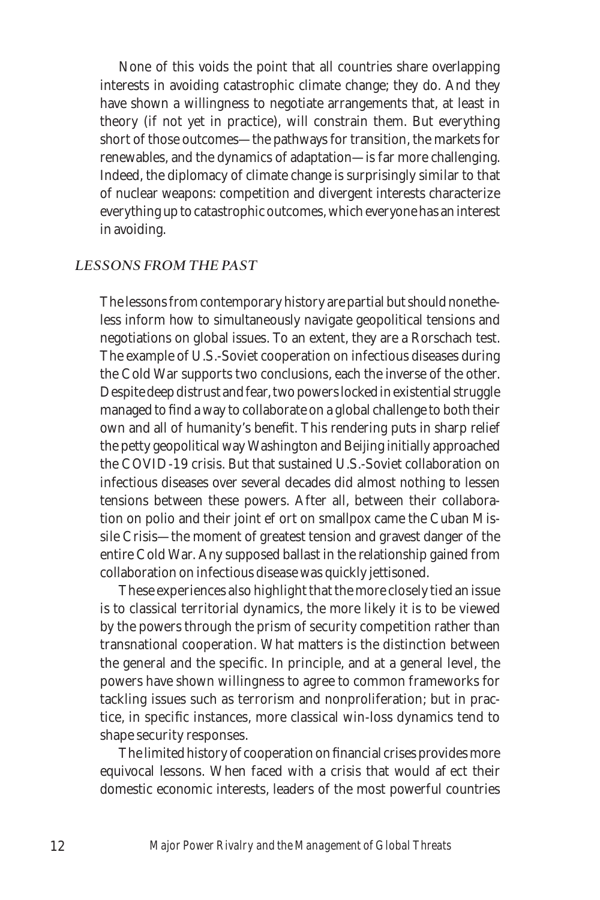None of this voids the point that all countries share overlapping interests in avoiding catastrophic climate change; they do. And they have shown a willingness to negotiate arrangements that, at least in theory (if not yet in practice), will constrain them. But everything short of those outcomes—the pathways for transition, the markets for renewables, and the dynamics of adaptation—is far more challenging. Indeed, the diplomacy of climate change is surprisingly similar to that of nuclear weapons: competition and divergent interests characterize everything up to catastrophic outcomes, which everyone has an interest in avoiding.

## *LESSONS FROM THE PAST*

The lessons from contemporary history are partial but should nonetheless inform how to simultaneously navigate geopolitical tensions and negotiations on global issues. To an extent, they are a Rorschach test. The example of U.S.-Soviet cooperation on infectious diseases during the Cold War supports two conclusions, each the inverse of the other. Despite deep distrust and fear, two powers locked in existential struggle managed to find a way to collaborate on a global challenge to both their own and all of humanity's benefit. This rendering puts in sharp relief the petty geopolitical way Washington and Beijing initially approached the COVID-19 crisis. But that sustained U.S.-Soviet collaboration on infectious diseases over several decades did almost nothing to lessen tensions between these powers. After all, between their collaboration on polio and their joint ef ort on smallpox came the Cuban Missile Crisis—the moment of greatest tension and gravest danger of the entire Cold War. Any supposed ballast in the relationship gained from collaboration on infectious disease was quickly jettisoned.

These experiences also highlight that the more closely tied an issue is to classical territorial dynamics, the more likely it is to be viewed by the powers through the prism of security competition rather than transnational cooperation. What matters is the distinction between the general and the specific. In principle, and at a general level, the powers have shown willingness to agree to common frameworks for tackling issues such as terrorism and nonproliferation; but in practice, in specific instances, more classical win-loss dynamics tend to shape security responses.

The limited history of cooperation on financial crises provides more equivocal lessons. When faced with a crisis that would af ect their domestic economic interests, leaders of the most powerful countries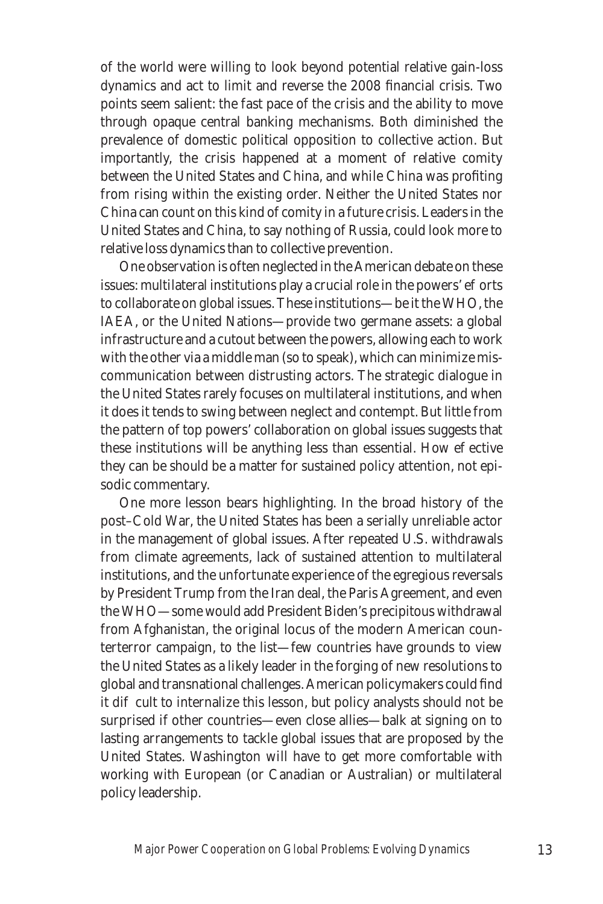of the world were willing to look beyond potential relative gain-loss dynamics and act to limit and reverse the 2008 financial crisis. Two points seem salient: the fast pace of the crisis and the ability to move through opaque central banking mechanisms. Both diminished the prevalence of domestic political opposition to collective action. But importantly, the crisis happened at a moment of relative comity between the United States and China, and while China was profiting from rising within the existing order. Neither the United States nor China can count on this kind of comity in a future crisis. Leaders in the United States and China, to say nothing of Russia, could look more to relative loss dynamics than to collective prevention.

One observation is often neglected in the American debate on these issues: multilateral institutions play a crucial role in the powers' ef orts to collaborate on global issues. These institutions—be it the WHO, the IAEA, or the United Nations—provide two germane assets: a global infrastructure and a cutout between the powers, allowing each to work with the other via a middle man (so to speak), which can minimize miscommunication between distrusting actors. The strategic dialogue in the United States rarely focuses on multilateral institutions, and when it does it tends to swing between neglect and contempt. But little from the pattern of top powers' collaboration on global issues suggests that these institutions will be anything less than essential. How ef ective they can be should be a matter for sustained policy attention, not episodic commentary.

One more lesson bears highlighting. In the broad history of the post–Cold War, the United States has been a serially unreliable actor in the management of global issues. After repeated U.S. withdrawals from climate agreements, lack of sustained attention to multilateral institutions, and the unfortunate experience of the egregious reversals by President Trump from the Iran deal, the Paris Agreement, and even the WHO—some would add President Biden's precipitous withdrawal from Afghanistan, the original locus of the modern American counterterror campaign, to the list—few countries have grounds to view the United States as a likely leader in the forging of new resolutions to global and transnational challenges. American policymakers could find it dif cult to internalize this lesson, but policy analysts should not be surprised if other countries—even close allies—balk at signing on to lasting arrangements to tackle global issues that are proposed by the United States. Washington will have to get more comfortable with working with European (or Canadian or Australian) or multilateral policy leadership.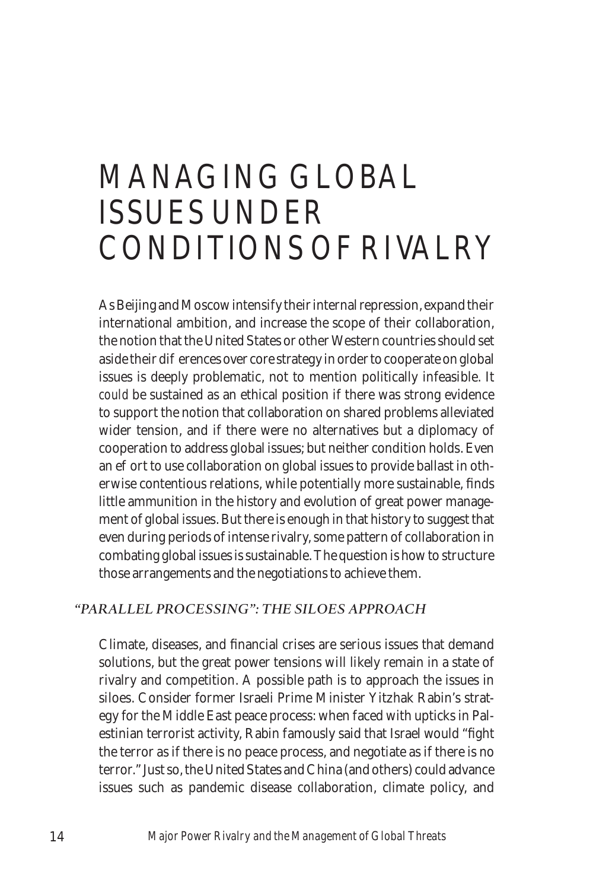# MANAGING GLOBAL ISSUES UNDER CONDITIONS OF RIVALRY

As Beijing and Moscow intensify their internal repression, expand their international ambition, and increase the scope of their collaboration, the notion that the United States or other Western countries should set aside their differences over core strategy in order to cooperate on global issues is deeply problematic, not to mention politically infeasible. It *could* be sustained as an ethical position if there was strong evidence to support the notion that collaboration on shared problems alleviated wider tension, and if there were no alternatives but a diplomacy of cooperation to address global issues; but neither condition holds. Even an effort to use collaboration on global issues to provide ballast in otherwise contentious relations, while potentially more sustainable, finds little ammunition in the history and evolution of great power management of global issues. But there is enough in that history to suggest that even during periods of intense rivalry, some pattern of collaboration in combating global issues is sustainable. The question is how to structure those arrangements and the negotiations to achieve them.

## *"PARALLEL PROCESSING": THE SILOES APPROACH*

Climate, diseases, and financial crises are serious issues that demand solutions, but the great power tensions will likely remain in a state of rivalry and competition. A possible path is to approach the issues in siloes. Consider former Israeli Prime Minister Yitzhak Rabin's strategy for the Middle East peace process: when faced with upticks in Palestinian terrorist activity, Rabin famously said that Israel would "fight the terror as if there is no peace process, and negotiate as if there is no terror." Just so, the United States and China (and others) could advance issues such as pandemic disease collaboration, climate policy, and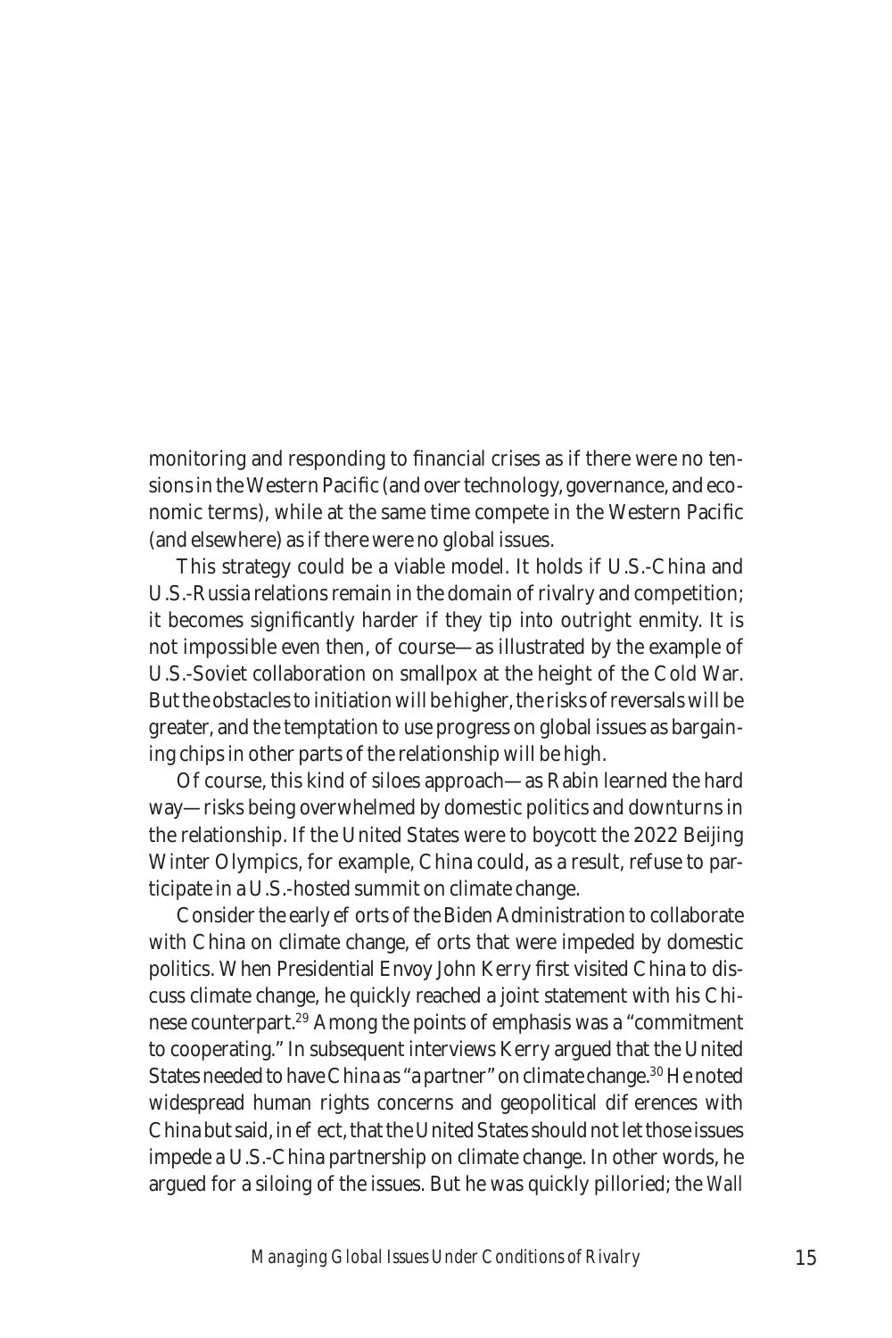monitoring and responding to financial crises as if there were no tensions in the Western Pacific (and over technology, governance, and economic terms), while at the same time compete in the Western Pacific (and elsewhere) as if there were no global issues.

This strategy could be a viable model. It holds if U.S.-China and U.S.-Russia relations remain in the domain of rivalry and competition; it becomes significantly harder if they tip into outright enmity. It is not impossible even then, of course—as illustrated by the example of U.S.-Soviet collaboration on smallpox at the height of the Cold War. But the obstacles to initiation will be higher, the risks of reversals will be greater, and the temptation to use progress on global issues as bargaining chips in other parts of the relationship will be high.

Of course, this kind of siloes approach—as Rabin learned the hard way—risks being overwhelmed by domestic politics and downturns in the relationship. If the United States were to boycott the 2022 Beijing Winter Olympics, for example, China could, as a result, refuse to participate in a U.S.-hosted summit on climate change.

Consider the early ef orts of the Biden Administration to collaborate with China on climate change, ef orts that were impeded by domestic politics. When Presidential Envoy John Kerry first visited China to discuss climate change, he quickly reached a joint statement with his Chinese counterpart.[29] Among the points of emphasis was a "commitment to cooperating." In subsequent interviews Kerry argued that the United States needed to have China as "a partner" on climate change.[30] He noted widespread human rights concerns and geopolitical dif erences with China but said, in ef ect, that the United States should not let those issues impede a U.S.-China partnership on climate change. In other words, he argued for a siloing of the issues. But he was quickly pilloried; the *Wall*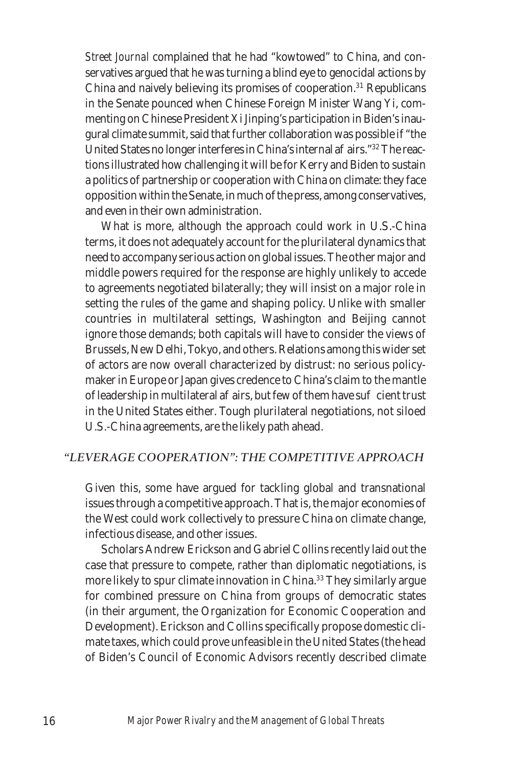*Street Journal* complained that he had "kowtowed" to China, and conservatives argued that he was turning a blind eye to genocidal actions by China and naively believing its promises of cooperation.[31] Republicans in the Senate pounced when Chinese Foreign Minister Wang Yi, commenting on Chinese President Xi Jinping's participation in Biden's inaugural climate summit, said that further collaboration was possible if "the United States no longer interferes in China's internal affairs."[32] The reactions illustrated how challenging it will be for Kerry and Biden to sustain a politics of partnership or cooperation with China on climate: they face opposition within the Senate, in much of the press, among conservatives, and even in their own administration.

What is more, although the approach could work in U.S.-China terms, it does not adequately account for the plurilateral dynamics that need to accompany serious action on global issues. The other major and middle powers required for the response are highly unlikely to accede to agreements negotiated bilaterally; they will insist on a major role in setting the rules of the game and shaping policy. Unlike with smaller countries in multilateral settings, Washington and Beijing cannot ignore those demands; both capitals will have to consider the views of Brussels, New Delhi, Tokyo, and others. Relations among this wider set of actors are now overall characterized by distrust: no serious policymaker in Europe or Japan gives credence to China's claim to the mantle of leadership in multilateral affairs, but few of them have sufficient trust in the United States either. Tough plurilateral negotiations, not siloed U.S.-China agreements, are the likely path ahead.

## *"LEVERAGE COOPERATION": THE COMPETITIVE APPROACH*

Given this, some have argued for tackling global and transnational issues through a competitive approach. That is, the major economies of the West could work collectively to pressure China on climate change, infectious disease, and other issues.

Scholars Andrew Erickson and Gabriel Collins recently laid out the case that pressure to compete, rather than diplomatic negotiations, is more likely to spur climate innovation in China.[33] They similarly argue for combined pressure on China from groups of democratic states (in their argument, the Organization for Economic Cooperation and Development). Erickson and Collins specifically propose domestic climate taxes, which could prove unfeasible in the United States (the head of Biden's Council of Economic Advisors recently described climate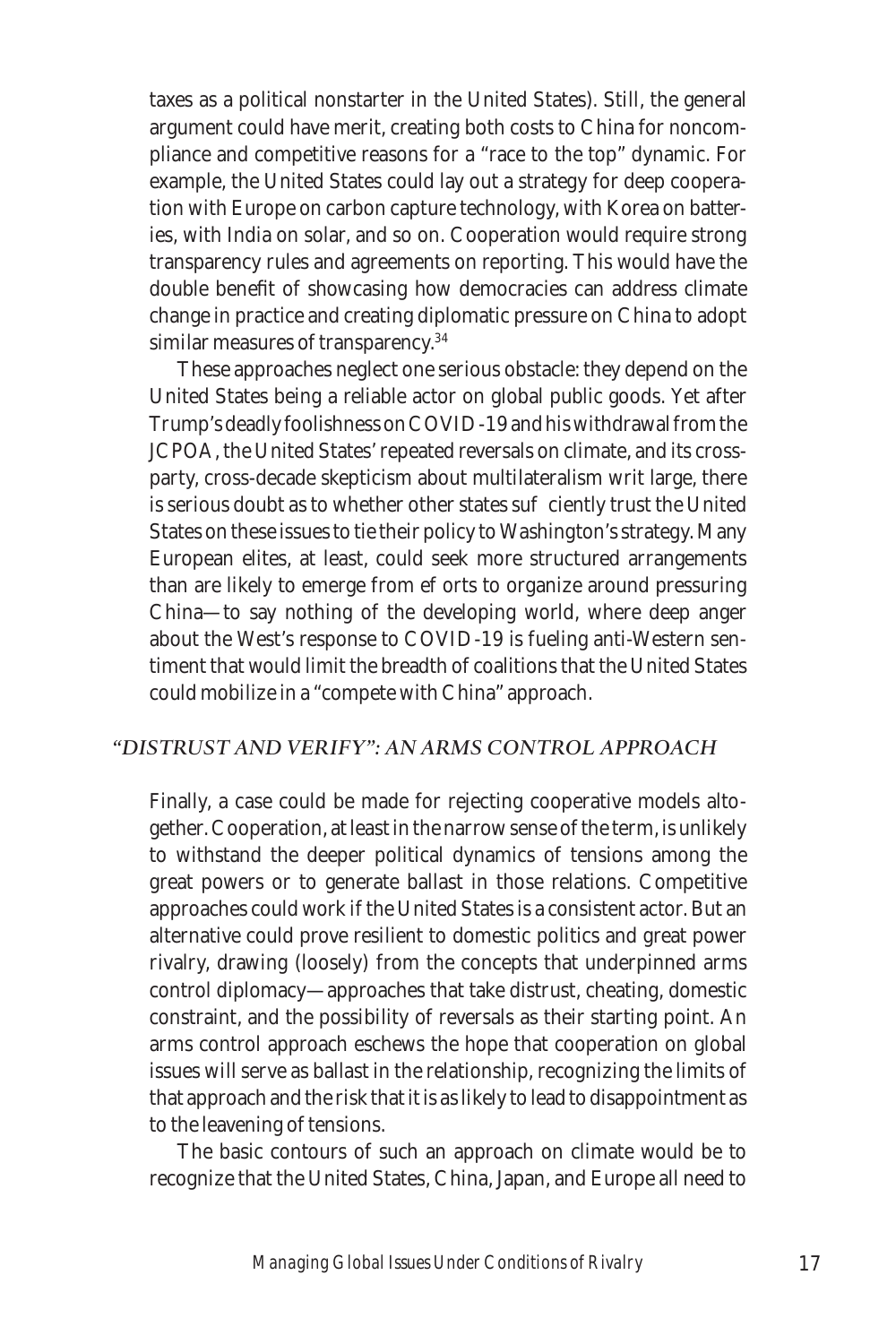taxes as a political nonstarter in the United States). Still, the general argument could have merit, creating both costs to China for noncompliance and competitive reasons for a "race to the top" dynamic. For example, the United States could lay out a strategy for deep cooperation with Europe on carbon capture technology, with Korea on batteries, with India on solar, and so on. Cooperation would require strong transparency rules and agreements on reporting. This would have the double benefit of showcasing how democracies can address climate change in practice and creating diplomatic pressure on China to adopt similar measures of transparency.[34]

These approaches neglect one serious obstacle: they depend on the United States being a reliable actor on global public goods. Yet after Trump's deadly foolishness on COVID-19 and his withdrawal from the JCPOA, the United States' repeated reversals on climate, and its cross-party, cross-decade skepticism about multilateralism writ large, there is serious doubt as to whether other states suf ciently trust the United States on these issues to tie their policy to Washington's strategy. Many European elites, at least, could seek more structured arrangements than are likely to emerge from ef orts to organize around pressuring China—to say nothing of the developing world, where deep anger about the West's response to COVID-19 is fueling anti-Western sentiment that would limit the breadth of coalitions that the United States could mobilize in a "compete with China" approach.

## *"DISTRUST AND VERIFY": AN ARMS CONTROL APPROACH*

Finally, a case could be made for rejecting cooperative models altogether. Cooperation, at least in the narrow sense of the term, is unlikely to withstand the deeper political dynamics of tensions among the great powers or to generate ballast in those relations. Competitive approaches could work if the United States is a consistent actor. But an alternative could prove resilient to domestic politics and great power rivalry, drawing (loosely) from the concepts that underpinned arms control diplomacy—approaches that take distrust, cheating, domestic constraint, and the possibility of reversals as their starting point. An arms control approach eschews the hope that cooperation on global issues will serve as ballast in the relationship, recognizing the limits of that approach and the risk that it is as likely to lead to disappointment as to the leavening of tensions.

The basic contours of such an approach on climate would be to recognize that the United States, China, Japan, and Europe all need to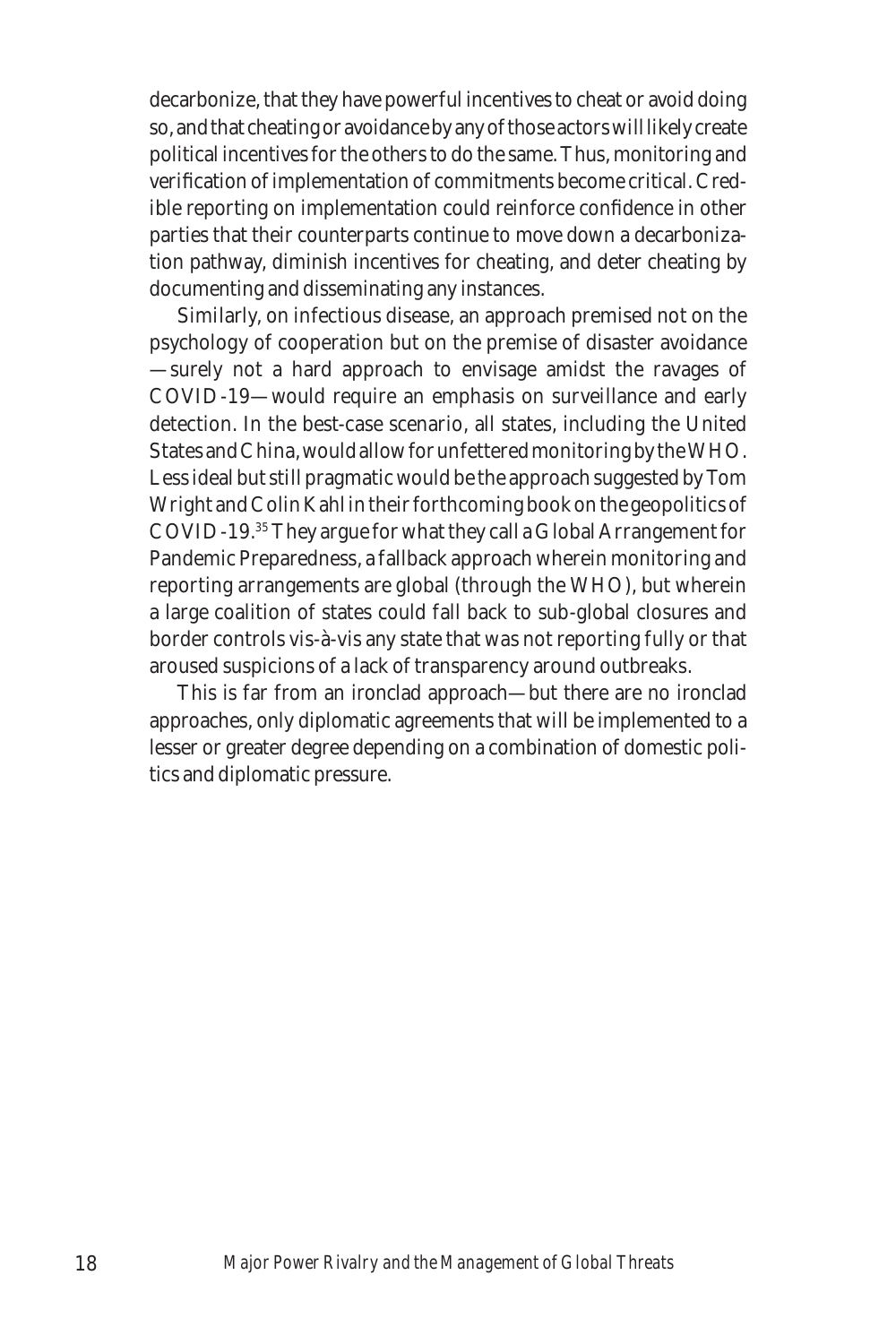decarbonize, that they have powerful incentives to cheat or avoid doing so, and that cheating or avoidance by any of those actors will likely create political incentives for the others to do the same. Thus, monitoring and verification of implementation of commitments become critical. Credible reporting on implementation could reinforce confidence in other parties that their counterparts continue to move down a decarbonization pathway, diminish incentives for cheating, and deter cheating by documenting and disseminating any instances.

Similarly, on infectious disease, an approach premised not on the psychology of cooperation but on the premise of disaster avoidance —surely not a hard approach to envisage amidst the ravages of COVID-19—would require an emphasis on surveillance and early detection. In the best-case scenario, all states, including the United States and China, would allow for unfettered monitoring by the WHO. Less ideal but still pragmatic would be the approach suggested by Tom Wright and Colin Kahl in their forthcoming book on the geopolitics of COVID-19.[35] They argue for what they call a Global Arrangement for Pandemic Preparedness, a fallback approach wherein monitoring and reporting arrangements are global (through the WHO), but wherein a large coalition of states could fall back to sub-global closures and border controls vis-à-vis any state that was not reporting fully or that aroused suspicions of a lack of transparency around outbreaks.

This is far from an ironclad approach—but there are no ironclad approaches, only diplomatic agreements that will be implemented to a lesser or greater degree depending on a combination of domestic politics and diplomatic pressure.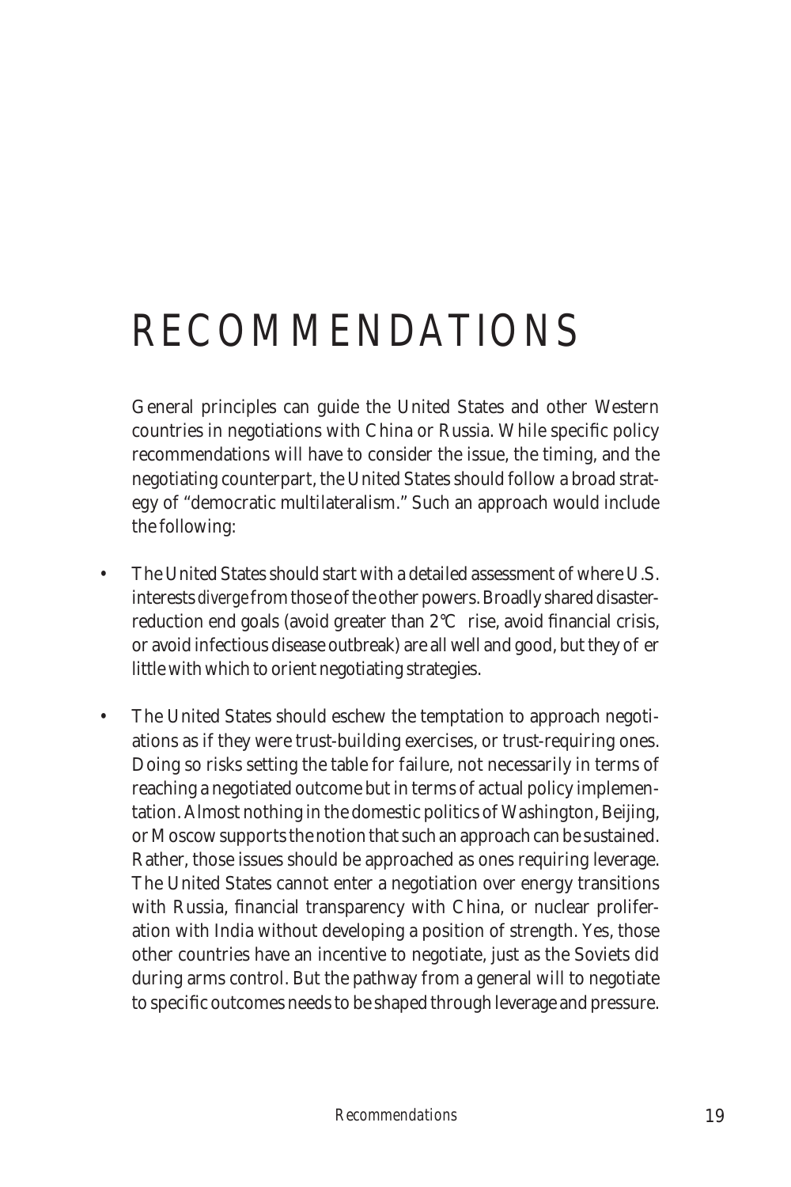# RECOMMENDATIONS

General principles can guide the United States and other Western countries in negotiations with China or Russia. While specific policy recommendations will have to consider the issue, the timing, and the negotiating counterpart, the United States should follow a broad strategy of "democratic multilateralism." Such an approach would include the following:

- The United States should start with a detailed assessment of where U.S. interests *diverge* from those of the other powers. Broadly shared disaster-reduction end goals (avoid greater than 2°C rise, avoid financial crisis, or avoid infectious disease outbreak) are all well and good, but they offer little with which to orient negotiating strategies.
- The United States should eschew the temptation to approach negotiations as if they were trust-building exercises, or trust-requiring ones. Doing so risks setting the table for failure, not necessarily in terms of reaching a negotiated outcome but in terms of actual policy implementation. Almost nothing in the domestic politics of Washington, Beijing, or Moscow supports the notion that such an approach can be sustained. Rather, those issues should be approached as ones requiring leverage. The United States cannot enter a negotiation over energy transitions with Russia, financial transparency with China, or nuclear proliferation with India without developing a position of strength. Yes, those other countries have an incentive to negotiate, just as the Soviets did during arms control. But the pathway from a general will to negotiate to specific outcomes needs to be shaped through leverage and pressure.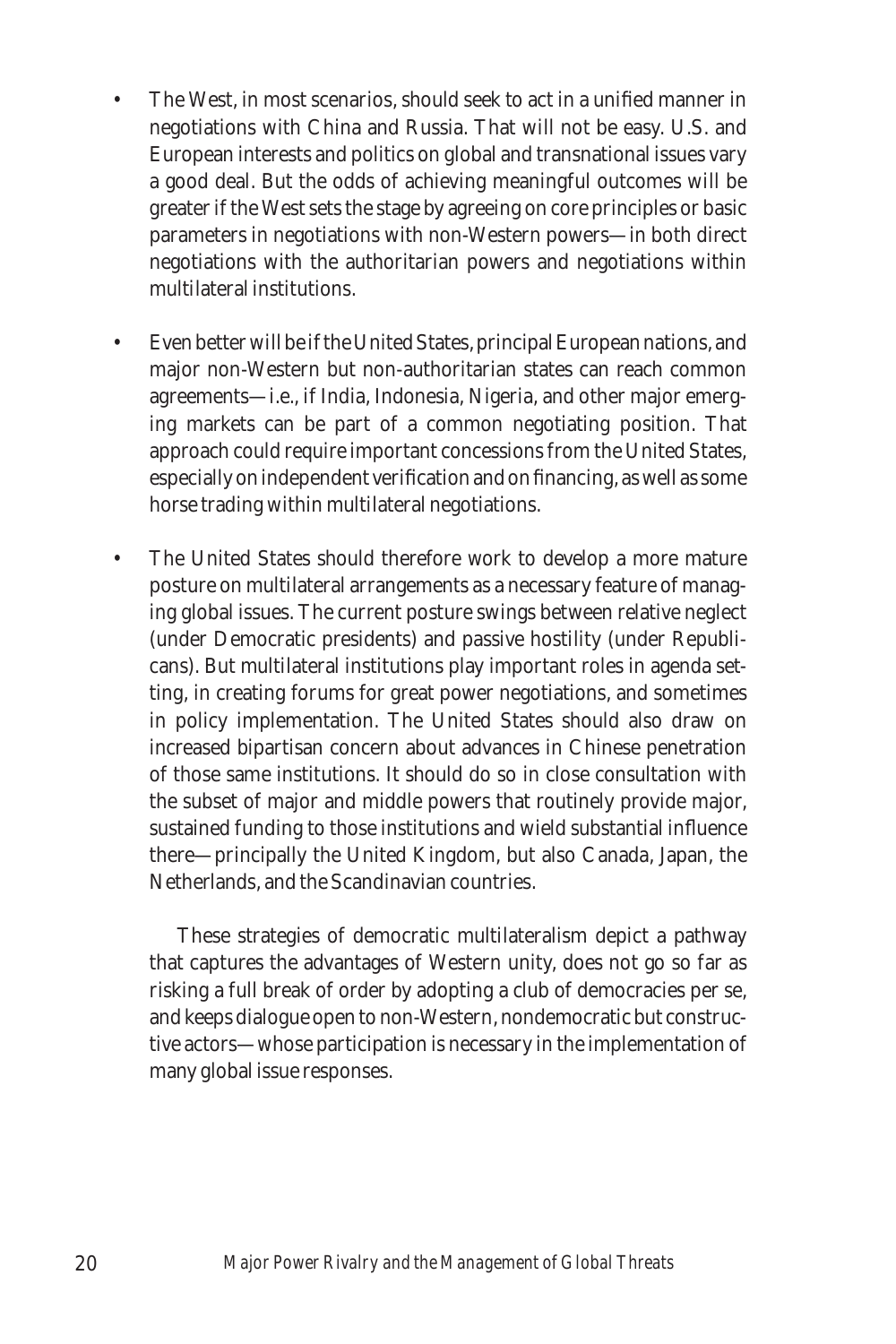- The West, in most scenarios, should seek to act in a unified manner in negotiations with China and Russia. That will not be easy. U.S. and European interests and politics on global and transnational issues vary a good deal. But the odds of achieving meaningful outcomes will be greater if the West sets the stage by agreeing on core principles or basic parameters in negotiations with non-Western powers—in both direct negotiations with the authoritarian powers and negotiations within multilateral institutions.

- Even better will be if the United States, principal European nations, and major non-Western but non-authoritarian states can reach common agreements—i.e., if India, Indonesia, Nigeria, and other major emerging markets can be part of a common negotiating position. That approach could require important concessions from the United States, especially on independent verification and on financing, as well as some horse trading within multilateral negotiations.

- The United States should therefore work to develop a more mature posture on multilateral arrangements as a necessary feature of managing global issues. The current posture swings between relative neglect (under Democratic presidents) and passive hostility (under Republicans). But multilateral institutions play important roles in agenda setting, in creating forums for great power negotiations, and sometimes in policy implementation. The United States should also draw on increased bipartisan concern about advances in Chinese penetration of those same institutions. It should do so in close consultation with the subset of major and middle powers that routinely provide major, sustained funding to those institutions and wield substantial influence there—principally the United Kingdom, but also Canada, Japan, the Netherlands, and the Scandinavian countries.

These strategies of democratic multilateralism depict a pathway that captures the advantages of Western unity, does not go so far as risking a full break of order by adopting a club of democracies per se, and keeps dialogue open to non-Western, nondemocratic but constructive actors—whose participation is necessary in the implementation of many global issue responses.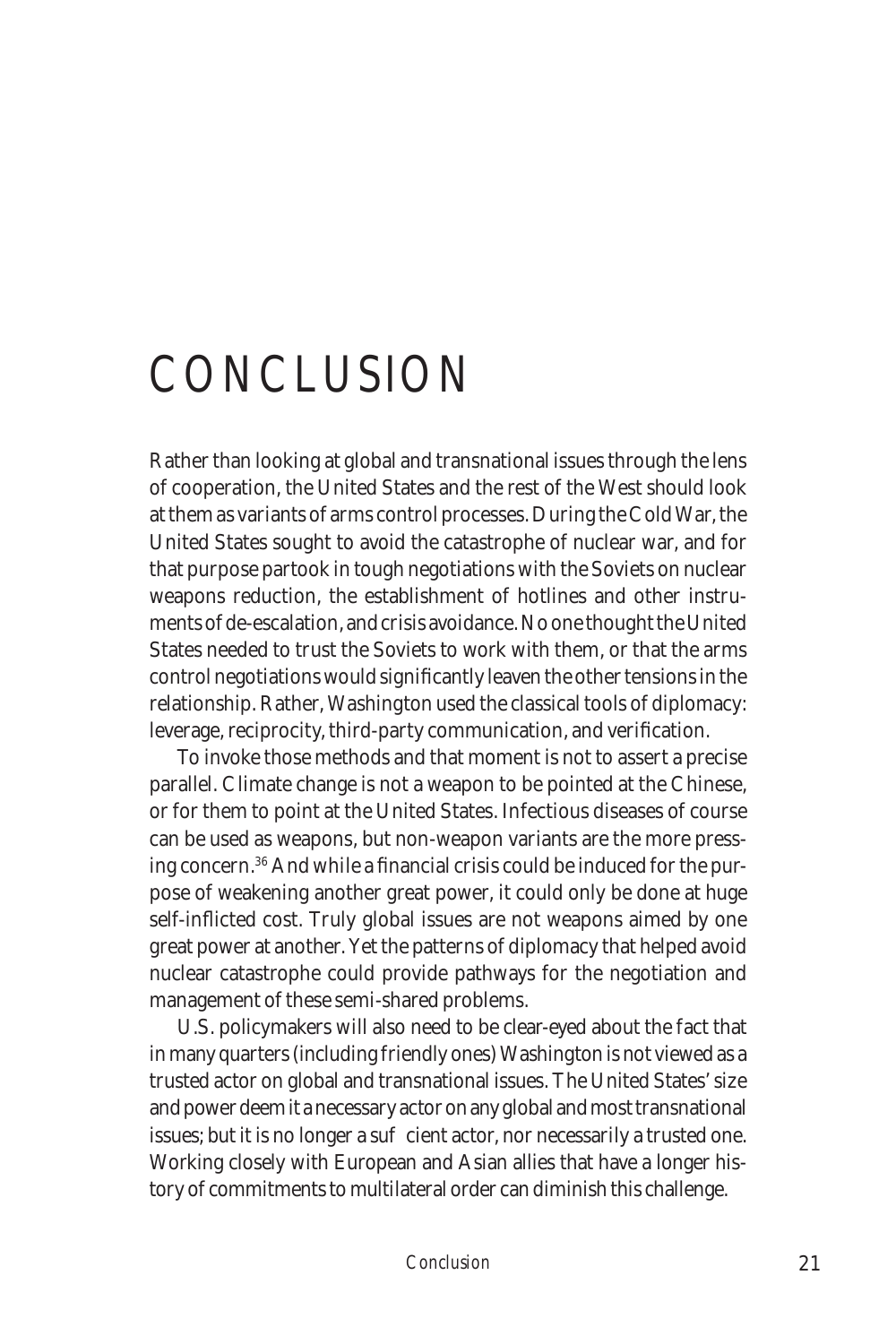# CONCLUSION

Rather than looking at global and transnational issues through the lens of cooperation, the United States and the rest of the West should look at them as variants of arms control processes. During the Cold War, the United States sought to avoid the catastrophe of nuclear war, and for that purpose partook in tough negotiations with the Soviets on nuclear weapons reduction, the establishment of hotlines and other instruments of de-escalation, and crisis avoidance. No one thought the United States needed to trust the Soviets to work with them, or that the arms control negotiations would significantly leaven the other tensions in the relationship. Rather, Washington used the classical tools of diplomacy: leverage, reciprocity, third-party communication, and verification.

To invoke those methods and that moment is not to assert a precise parallel. Climate change is not a weapon to be pointed at the Chinese, or for them to point at the United States. Infectious diseases of course can be used as weapons, but non-weapon variants are the more pressing concern.[36] And while a financial crisis could be induced for the purpose of weakening another great power, it could only be done at huge self-inflicted cost. Truly global issues are not weapons aimed by one great power at another. Yet the patterns of diplomacy that helped avoid nuclear catastrophe could provide pathways for the negotiation and management of these semi-shared problems.

U.S. policymakers will also need to be clear-eyed about the fact that in many quarters (including friendly ones) Washington is not viewed as a trusted actor on global and transnational issues. The United States' size and power deem it a necessary actor on any global and most transnational issues; but it is no longer a sufficient actor, nor necessarily a trusted one. Working closely with European and Asian allies that have a longer history of commitments to multilateral order can diminish this challenge.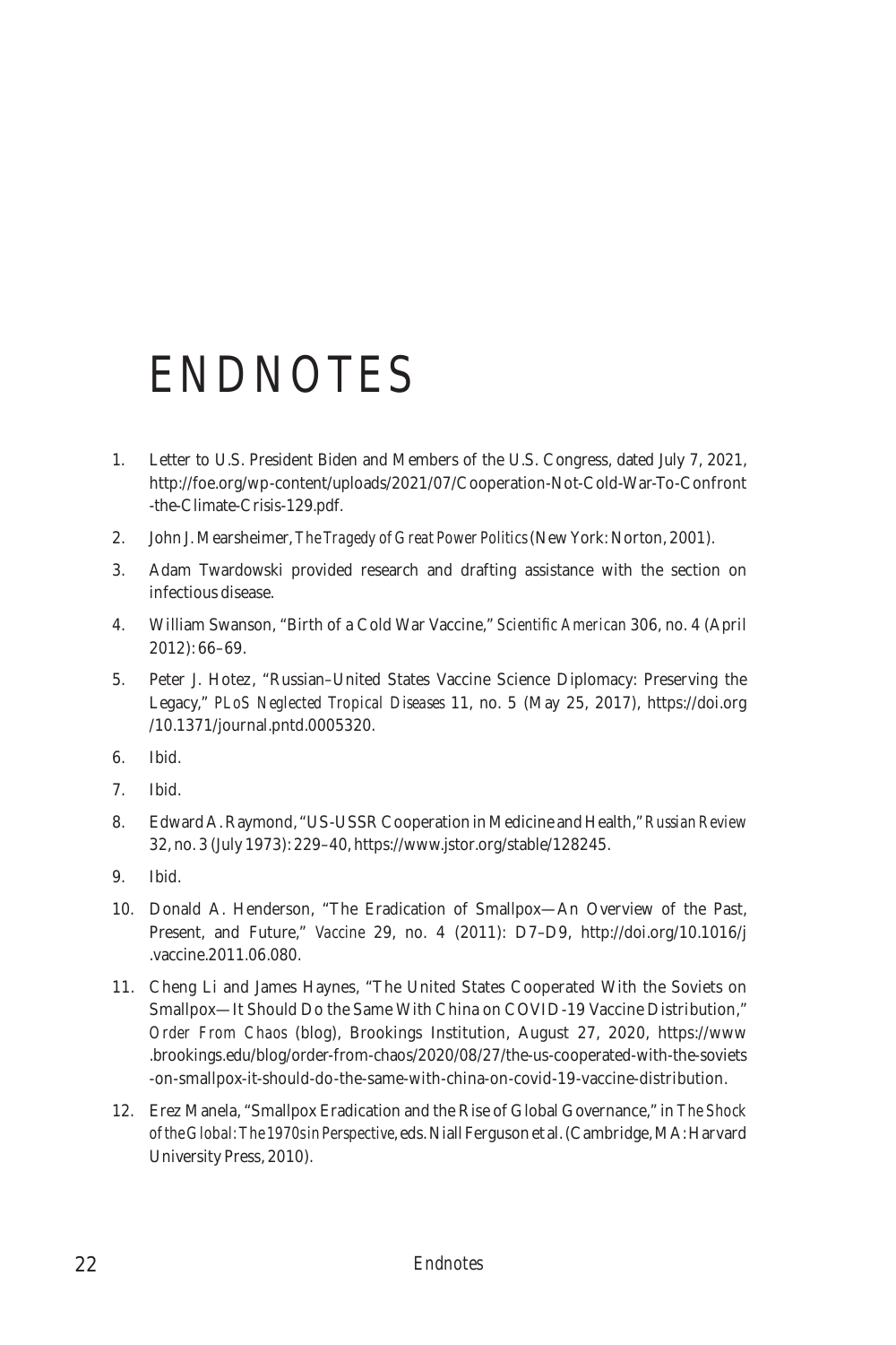# ENDNOTES

1. Letter to U.S. President Biden and Members of the U.S. Congress, dated July 7, 2021, http://foe.org/wp-content/uploads/2021/07/Cooperation-Not-Cold-War-To-Confront-the-Climate-Crisis-129.pdf.
2. John J. Mearsheimer, *The Tragedy of Great Power Politics* (New York: Norton, 2001).
3. Adam Twardowski provided research and drafting assistance with the section on infectious disease.
4. William Swanson, "Birth of a Cold War Vaccine," *Scientific American* 306, no. 4 (April 2012): 66–69.
5. Peter J. Hotez, "Russian–United States Vaccine Science Diplomacy: Preserving the Legacy," *PLoS Neglected Tropical Diseases* 11, no. 5 (May 25, 2017), https://doi.org/10.1371/journal.pntd.0005320.
6. Ibid.
7. Ibid.
8. Edward A. Raymond, "US-USSR Cooperation in Medicine and Health," *Russian Review* 32, no. 3 (July 1973): 229–40, https://www.jstor.org/stable/128245.
9. Ibid.
10. Donald A. Henderson, "The Eradication of Smallpox—An Overview of the Past, Present, and Future," *Vaccine* 29, no. 4 (2011): D7–D9, http://doi.org/10.1016/j.vaccine.2011.06.080.
11. Cheng Li and James Haynes, "The United States Cooperated With the Soviets on Smallpox—It Should Do the Same With China on COVID-19 Vaccine Distribution," *Order From Chaos* (blog), Brookings Institution, August 27, 2020, https://www.brookings.edu/blog/order-from-chaos/2020/08/27/the-us-cooperated-with-the-soviets-on-smallpox-it-should-do-the-same-with-china-on-covid-19-vaccine-distribution.
12. Erez Manela, "Smallpox Eradication and the Rise of Global Governance," in *The Shock of the Global: The 1970s in Perspective*, eds. Niall Ferguson et al. (Cambridge, MA: Harvard University Press, 2010).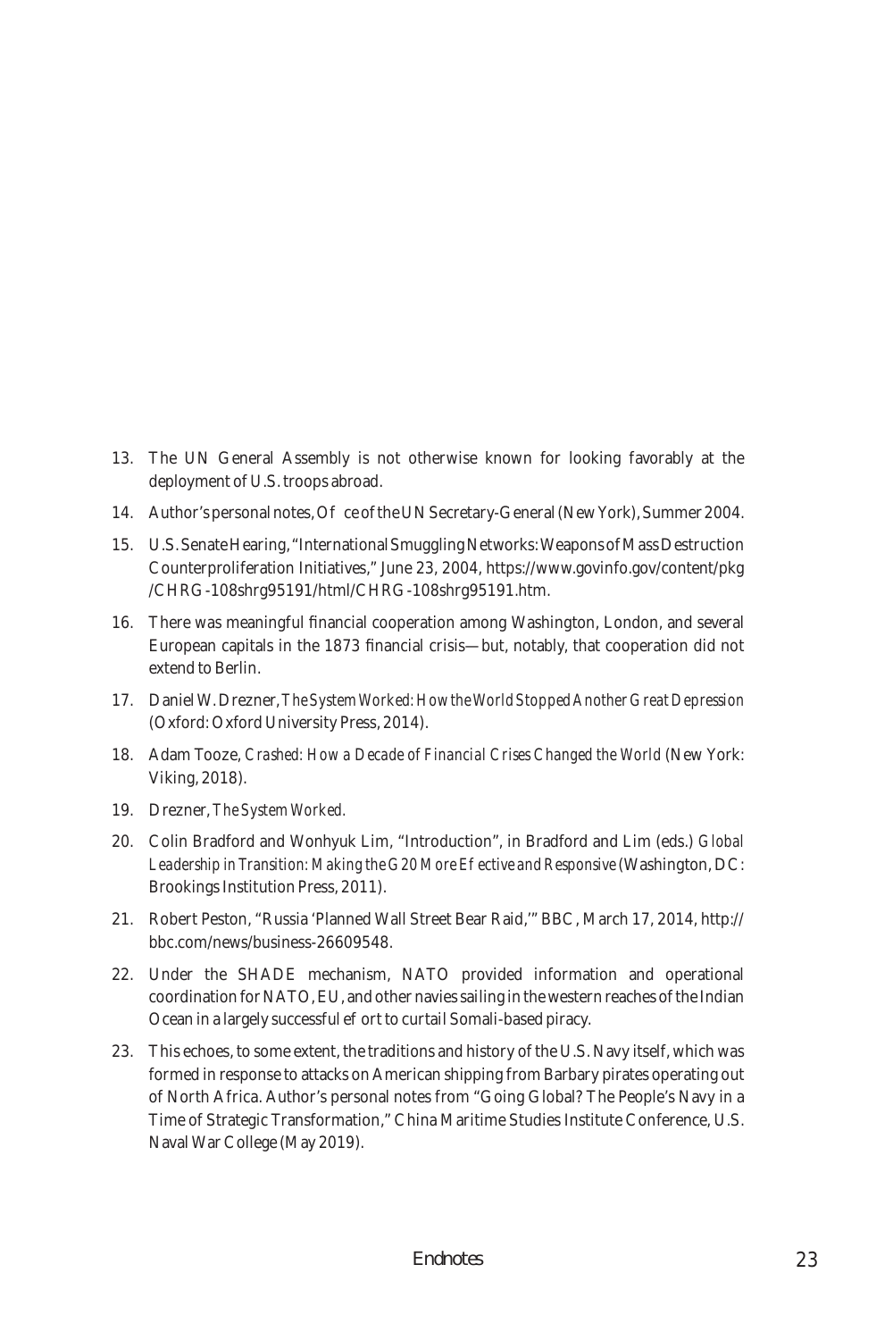13. The UN General Assembly is not otherwise known for looking favorably at the deployment of U.S. troops abroad.

14. Author's personal notes, Office of the UN Secretary-General (New York), Summer 2004.

15. U.S. Senate Hearing, "International Smuggling Networks: Weapons of Mass Destruction Counterproliferation Initiatives," June 23, 2004, https://www.govinfo.gov/content/pkg/CHRG-108shrg95191/html/CHRG-108shrg95191.htm.

16. There was meaningful financial cooperation among Washington, London, and several European capitals in the 1873 financial crisis—but, notably, that cooperation did not extend to Berlin.

17. Daniel W. Drezner, *The System Worked: How the World Stopped Another Great Depression* (Oxford: Oxford University Press, 2014).

18. Adam Tooze, *Crashed: How a Decade of Financial Crises Changed the World* (New York: Viking, 2018).

19. Drezner, *The System Worked.*

20. Colin Bradford and Wonhyuk Lim, "Introduction", in Bradford and Lim (eds.) *Global Leadership in Transition: Making the G20 More Effective and Responsive* (Washington, DC: Brookings Institution Press, 2011).

21. Robert Peston, "Russia 'Planned Wall Street Bear Raid,'" BBC, March 17, 2014, http://bbc.com/news/business-26609548.

22. Under the SHADE mechanism, NATO provided information and operational coordination for NATO, EU, and other navies sailing in the western reaches of the Indian Ocean in a largely successful effort to curtail Somali-based piracy.

23. This echoes, to some extent, the traditions and history of the U.S. Navy itself, which was formed in response to attacks on American shipping from Barbary pirates operating out of North Africa. Author's personal notes from "Going Global? The People's Navy in a Time of Strategic Transformation," China Maritime Studies Institute Conference, U.S. Naval War College (May 2019).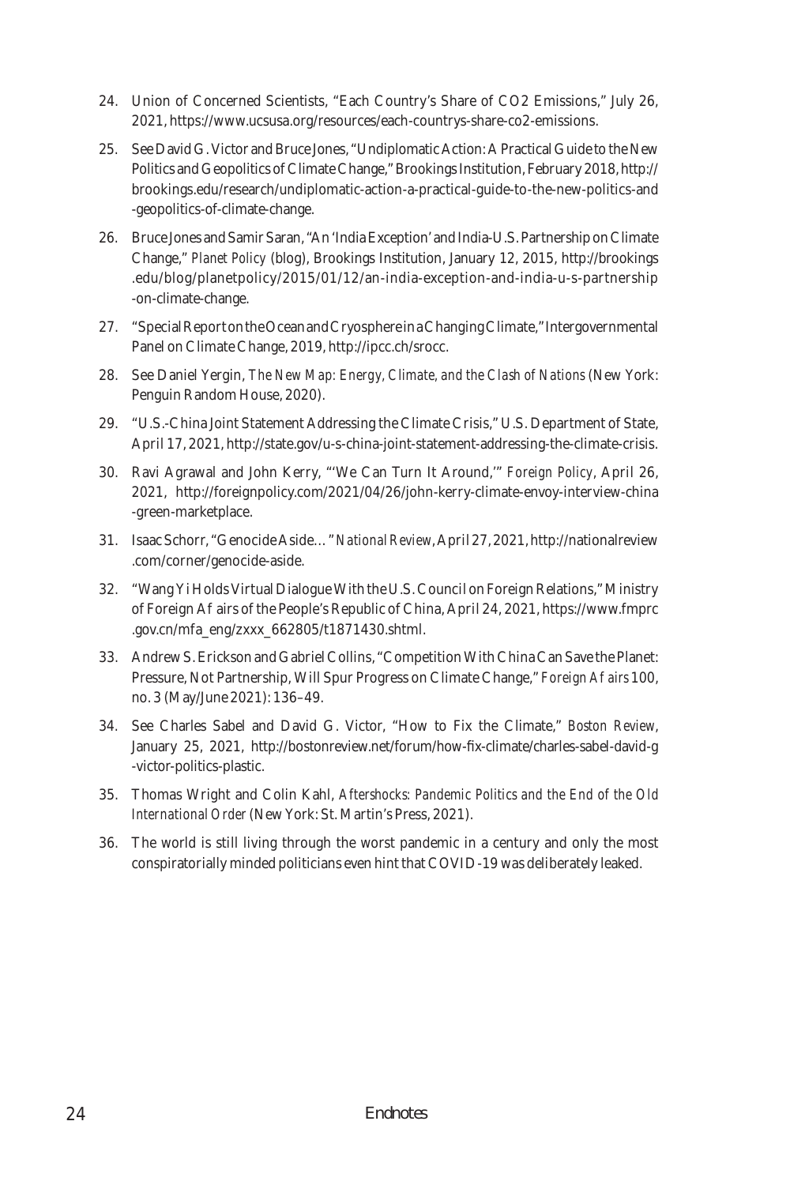24. Union of Concerned Scientists, "Each Country's Share of CO2 Emissions," July 26, 2021, https://www.ucsusa.org/resources/each-countrys-share-co2-emissions.

25. See David G. Victor and Bruce Jones, "Undiplomatic Action: A Practical Guide to the New Politics and Geopolitics of Climate Change," Brookings Institution, February 2018, http://brookings.edu/research/undiplomatic-action-a-practical-guide-to-the-new-politics-and-geopolitics-of-climate-change.

26. Bruce Jones and Samir Saran, "An 'India Exception' and India-U.S. Partnership on Climate Change," *Planet Policy* (blog), Brookings Institution, January 12, 2015, http://brookings.edu/blog/planetpolicy/2015/01/12/an-india-exception-and-india-u-s-partnership-on-climate-change.

27. "Special Report on the Ocean and Cryosphere in a Changing Climate," Intergovernmental Panel on Climate Change, 2019, http://ipcc.ch/srocc.

28. See Daniel Yergin, *The New Map: Energy, Climate, and the Clash of Nations* (New York: Penguin Random House, 2020).

29. "U.S.-China Joint Statement Addressing the Climate Crisis," U.S. Department of State, April 17, 2021, http://state.gov/u-s-china-joint-statement-addressing-the-climate-crisis.

30. Ravi Agrawal and John Kerry, "'We Can Turn It Around,'" *Foreign Policy*, April 26, 2021, http://foreignpolicy.com/2021/04/26/john-kerry-climate-envoy-interview-china-green-marketplace.

31. Isaac Schorr, "Genocide Aside…" *National Review*, April 27, 2021, http://nationalreview.com/corner/genocide-aside.

32. "Wang Yi Holds Virtual Dialogue With the U.S. Council on Foreign Relations," Ministry of Foreign Af airs of the People's Republic of China, April 24, 2021, https://www.fmprc.gov.cn/mfa_eng/zxxx_662805/t1871430.shtml.

33. Andrew S. Erickson and Gabriel Collins, "Competition With China Can Save the Planet: Pressure, Not Partnership, Will Spur Progress on Climate Change," *Foreign Af airs* 100, no. 3 (May/June 2021): 136–49.

34. See Charles Sabel and David G. Victor, "How to Fix the Climate," *Boston Review*, January 25, 2021, http://bostonreview.net/forum/how-fix-climate/charles-sabel-david-g-victor-politics-plastic.

35. Thomas Wright and Colin Kahl, *Aftershocks: Pandemic Politics and the End of the Old International Order* (New York: St. Martin's Press, 2021).

36. The world is still living through the worst pandemic in a century and only the most conspiratorially minded politicians even hint that COVID-19 was deliberately leaked.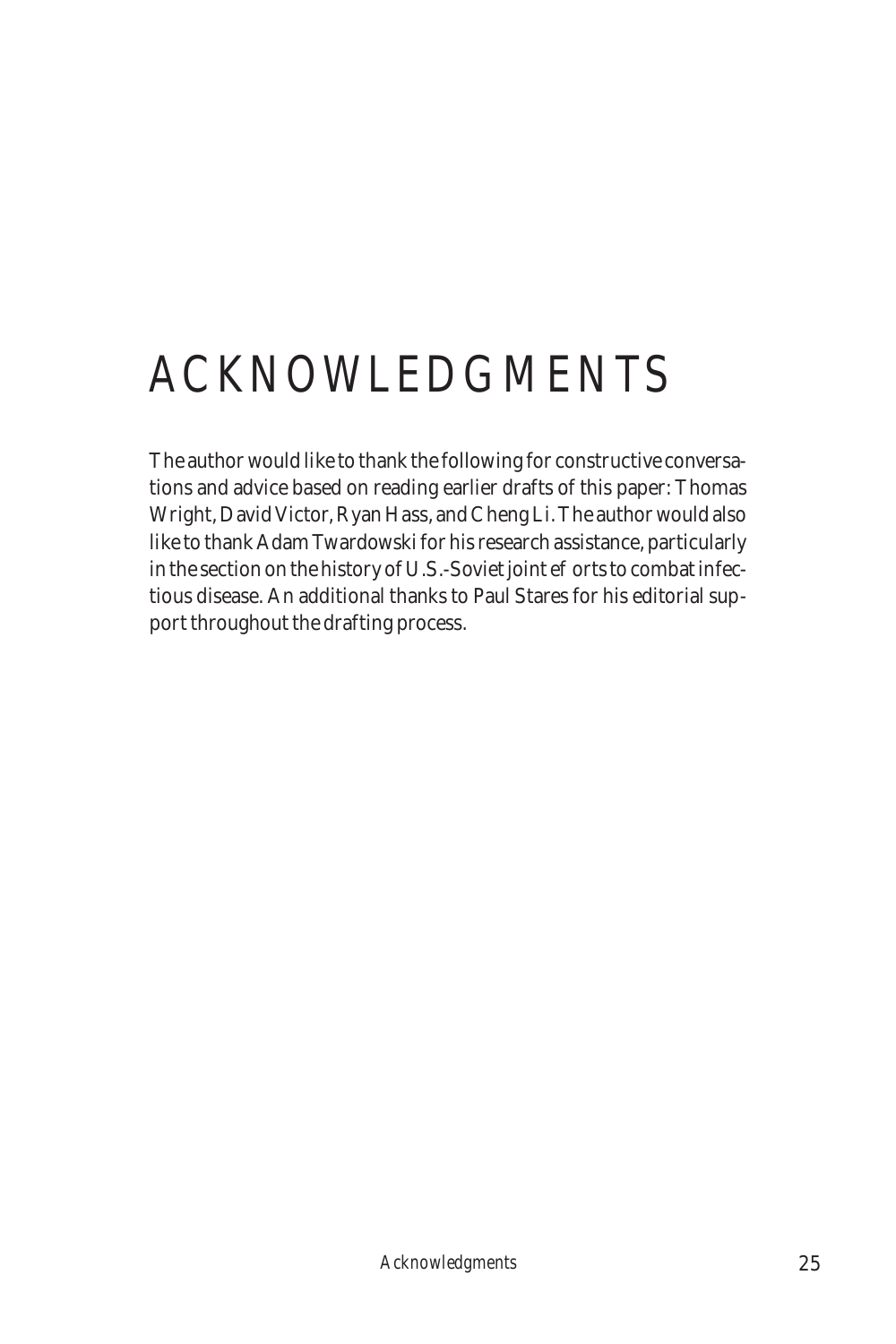# ACKNOWLEDGMENTS

The author would like to thank the following for constructive conversations and advice based on reading earlier drafts of this paper: Thomas Wright, David Victor, Ryan Hass, and Cheng Li. The author would also like to thank Adam Twardowski for his research assistance, particularly in the section on the history of U.S.-Soviet joint efforts to combat infectious disease. An additional thanks to Paul Stares for his editorial support throughout the drafting process.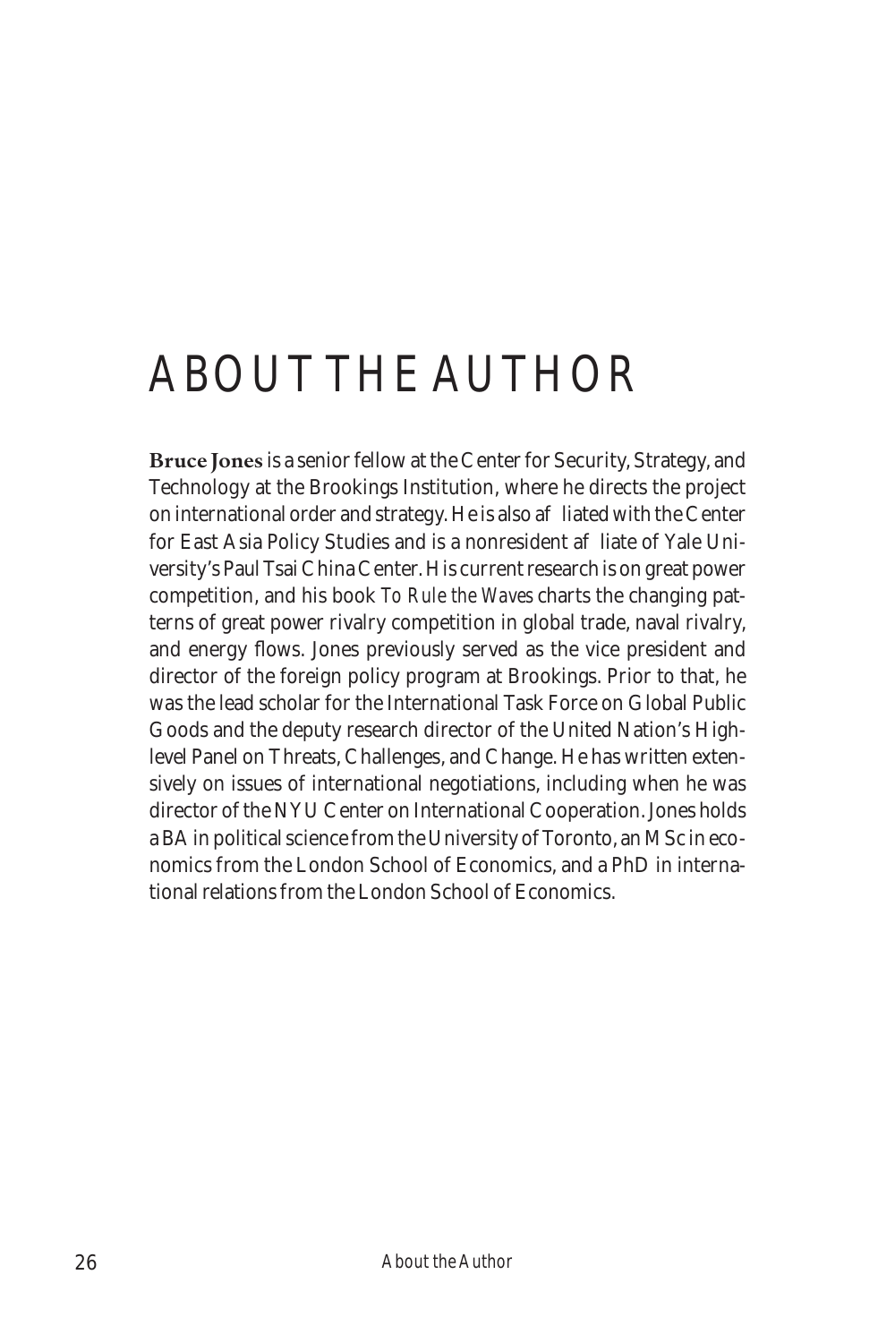# ABOUT THE AUTHOR

**Bruce Jones** is a senior fellow at the Center for Security, Strategy, and Technology at the Brookings Institution, where he directs the project on international order and strategy. He is also af liated with the Center for East Asia Policy Studies and is a nonresident af liate of Yale University's Paul Tsai China Center. His current research is on great power competition, and his book *To Rule the Waves* charts the changing patterns of great power rivalry competition in global trade, naval rivalry, and energy flows. Jones previously served as the vice president and director of the foreign policy program at Brookings. Prior to that, he was the lead scholar for the International Task Force on Global Public Goods and the deputy research director of the United Nation's High-level Panel on Threats, Challenges, and Change. He has written extensively on issues of international negotiations, including when he was director of the NYU Center on International Cooperation. Jones holds a BA in political science from the University of Toronto, an MSc in economics from the London School of Economics, and a PhD in international relations from the London School of Economics.